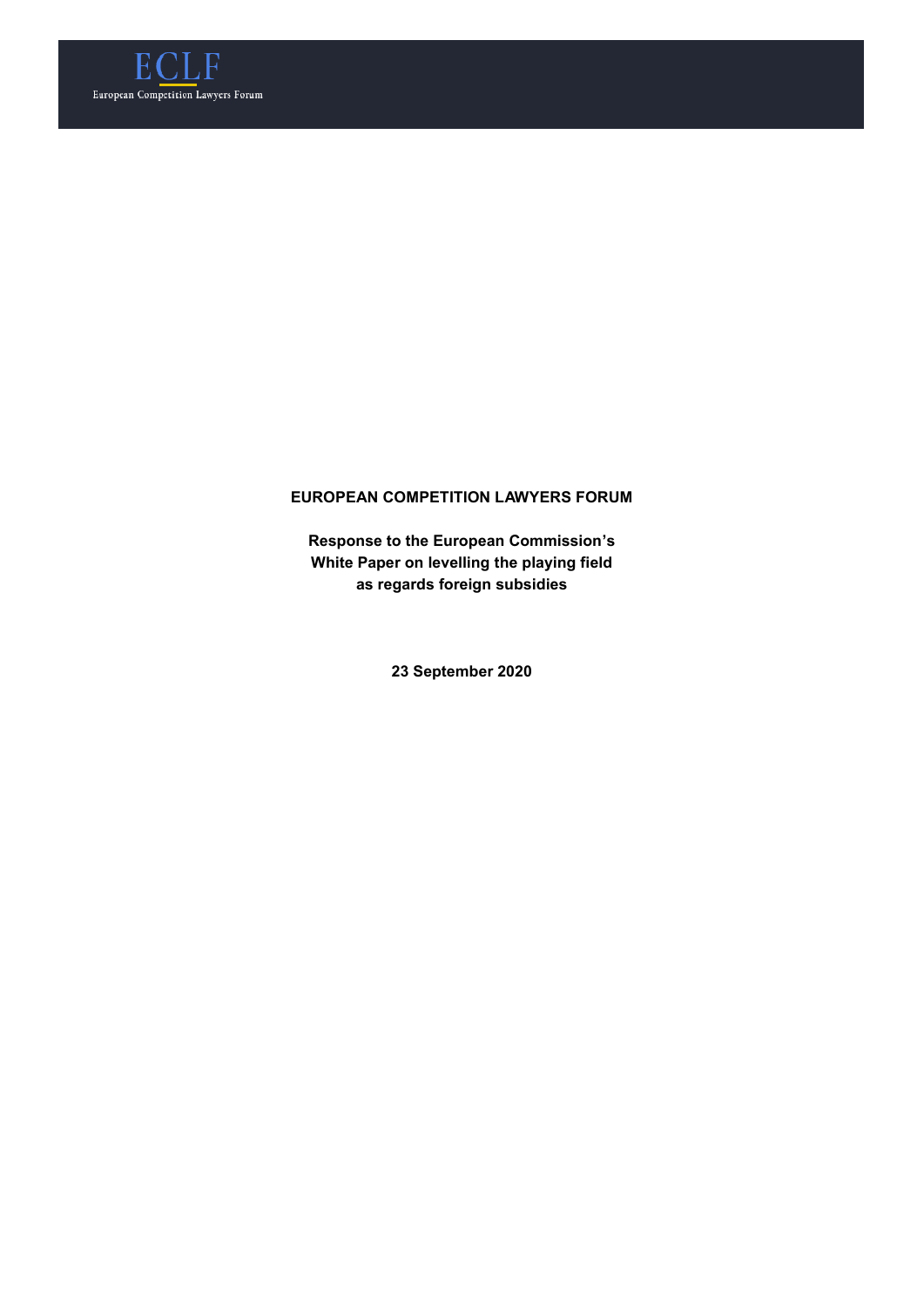ECLF

European Competition Lawyers Forum

**EUROPEAN COMPETITION LAWYERS FORUM**

**Response to the European Commission's White Paper on levelling the playing field as regards foreign subsidies**

**23 September 2020**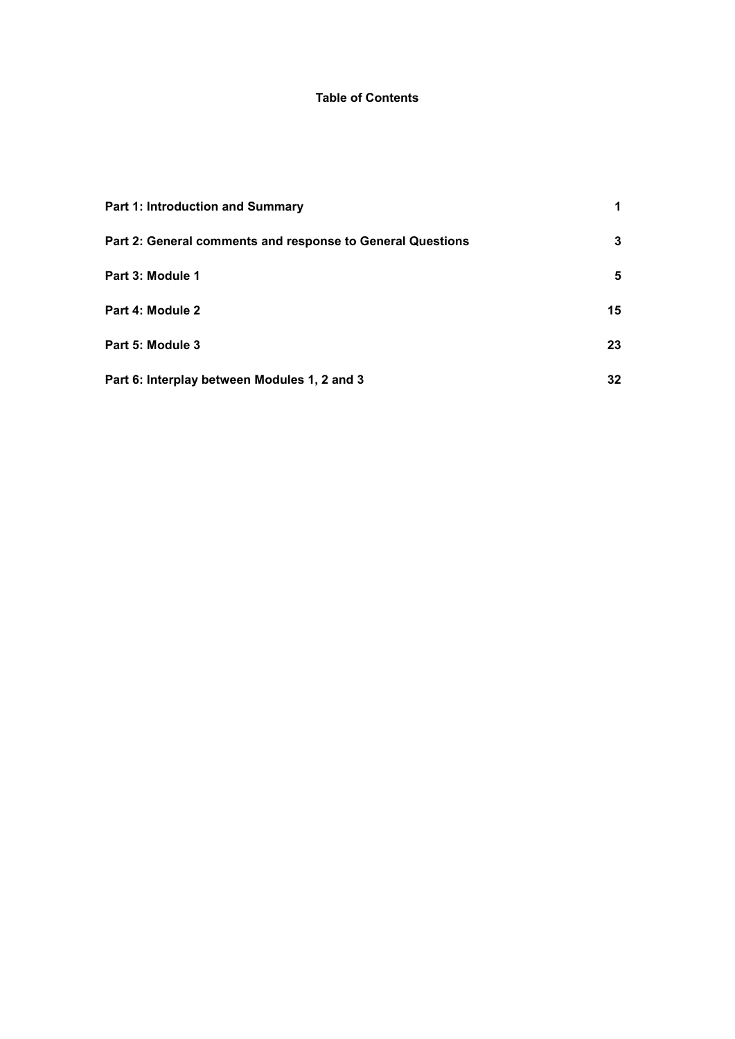## Table of Contents

| | |
|---|---|
| **Part 1: Introduction and Summary** | **1** |
| **Part 2: General comments and response to General Questions** | **3** |
| **Part 3: Module 1** | **5** |
| **Part 4: Module 2** | **15** |
| **Part 5: Module 3** | **23** |
| **Part 6: Interplay between Modules 1, 2 and 3** | **32** |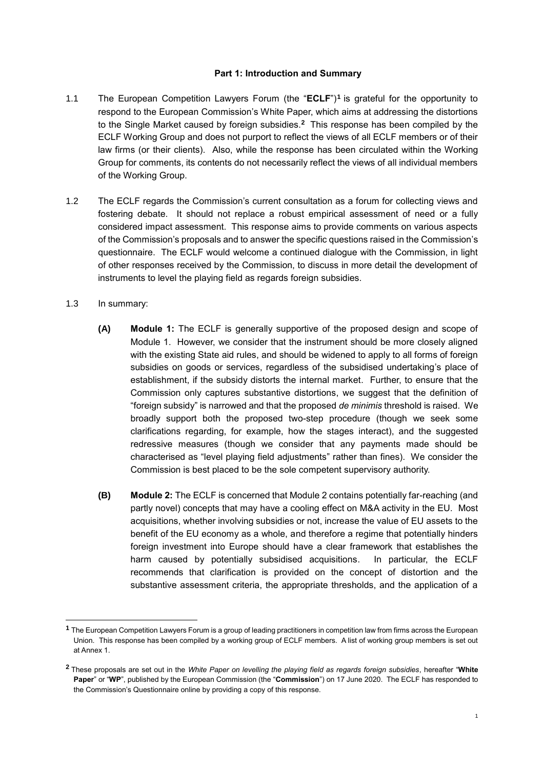## Part 1: Introduction and Summary

1.1 The European Competition Lawyers Forum (the "**ECLF**")[1] is grateful for the opportunity to respond to the European Commission's White Paper, which aims at addressing the distortions to the Single Market caused by foreign subsidies.[2] This response has been compiled by the ECLF Working Group and does not purport to reflect the views of all ECLF members or of their law firms (or their clients). Also, while the response has been circulated within the Working Group for comments, its contents do not necessarily reflect the views of all individual members of the Working Group.

1.2 The ECLF regards the Commission's current consultation as a forum for collecting views and fostering debate. It should not replace a robust empirical assessment of need or a fully considered impact assessment. This response aims to provide comments on various aspects of the Commission's proposals and to answer the specific questions raised in the Commission's questionnaire. The ECLF would welcome a continued dialogue with the Commission, in light of other responses received by the Commission, to discuss in more detail the development of instruments to level the playing field as regards foreign subsidies.

1.3 In summary:

**(A)** **Module 1:** The ECLF is generally supportive of the proposed design and scope of Module 1. However, we consider that the instrument should be more closely aligned with the existing State aid rules, and should be widened to apply to all forms of foreign subsidies on goods or services, regardless of the subsidised undertaking's place of establishment, if the subsidy distorts the internal market. Further, to ensure that the Commission only captures substantive distortions, we suggest that the definition of "foreign subsidy" is narrowed and that the proposed *de minimis* threshold is raised. We broadly support both the proposed two-step procedure (though we seek some clarifications regarding, for example, how the stages interact), and the suggested redressive measures (though we consider that any payments made should be characterised as "level playing field adjustments" rather than fines). We consider the Commission is best placed to be the sole competent supervisory authority.

**(B)** **Module 2:** The ECLF is concerned that Module 2 contains potentially far-reaching (and partly novel) concepts that may have a cooling effect on M&A activity in the EU. Most acquisitions, whether involving subsidies or not, increase the value of EU assets to the benefit of the EU economy as a whole, and therefore a regime that potentially hinders foreign investment into Europe should have a clear framework that establishes the harm caused by potentially subsidised acquisitions. In particular, the ECLF recommends that clarification is provided on the concept of distortion and the substantive assessment criteria, the appropriate thresholds, and the application of a

---

[1] The European Competition Lawyers Forum is a group of leading practitioners in competition law from firms across the European Union. This response has been compiled by a working group of ECLF members. A list of working group members is set out at Annex 1.

[2] These proposals are set out in the *White Paper on levelling the playing field as regards foreign subsidies*, hereafter "**White Paper**" or "**WP**", published by the European Commission (the "**Commission**") on 17 June 2020. The ECLF has responded to the Commission's Questionnaire online by providing a copy of this response.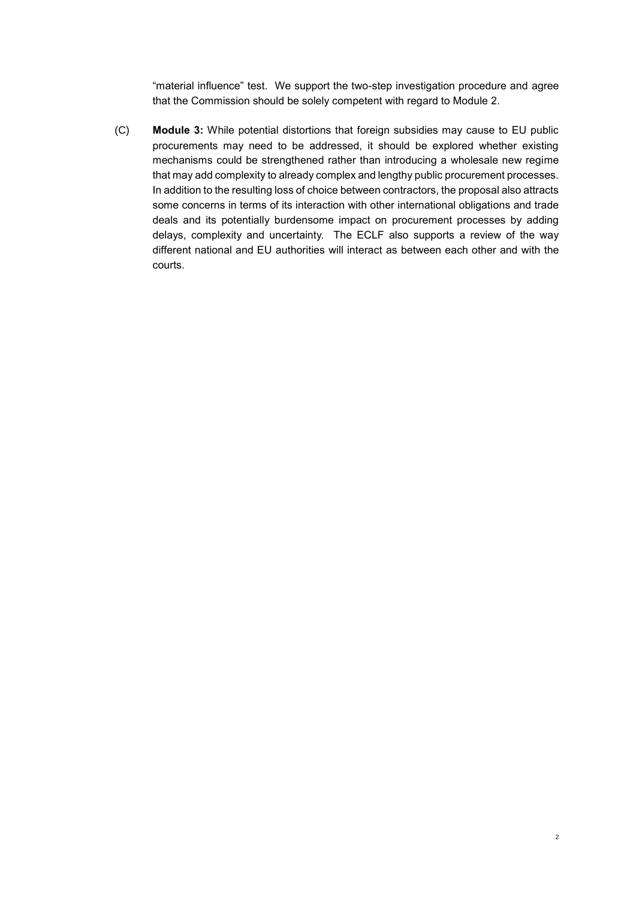"material influence" test. We support the two-step investigation procedure and agree that the Commission should be solely competent with regard to Module 2.

(C) **Module 3:** While potential distortions that foreign subsidies may cause to EU public procurements may need to be addressed, it should be explored whether existing mechanisms could be strengthened rather than introducing a wholesale new regime that may add complexity to already complex and lengthy public procurement processes. In addition to the resulting loss of choice between contractors, the proposal also attracts some concerns in terms of its interaction with other international obligations and trade deals and its potentially burdensome impact on procurement processes by adding delays, complexity and uncertainty. The ECLF also supports a review of the way different national and EU authorities will interact as between each other and with the courts.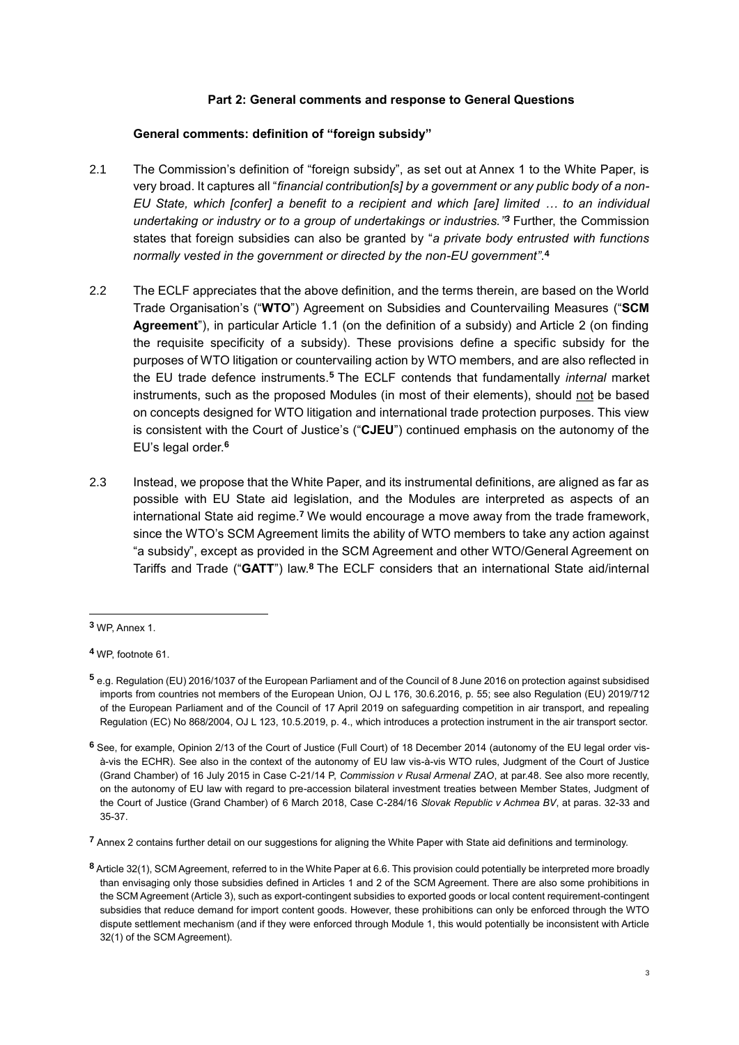### Part 2: General comments and response to General Questions

#### General comments: definition of "foreign subsidy"

2.1 The Commission's definition of "foreign subsidy", as set out at Annex 1 to the White Paper, is very broad. It captures all "*financial contribution[s] by a government or any public body of a non-EU State, which [confer] a benefit to a recipient and which [are] limited … to an individual undertaking or industry or to a group of undertakings or industries."*[3] Further, the Commission states that foreign subsidies can also be granted by "*a private body entrusted with functions normally vested in the government or directed by the non-EU government"*.[4]

2.2 The ECLF appreciates that the above definition, and the terms therein, are based on the World Trade Organisation's ("**WTO**") Agreement on Subsidies and Countervailing Measures ("**SCM Agreement**"), in particular Article 1.1 (on the definition of a subsidy) and Article 2 (on finding the requisite specificity of a subsidy). These provisions define a specific subsidy for the purposes of WTO litigation or countervailing action by WTO members, and are also reflected in the EU trade defence instruments.[5] The ECLF contends that fundamentally *internal* market instruments, such as the proposed Modules (in most of their elements), should <u>not</u> be based on concepts designed for WTO litigation and international trade protection purposes. This view is consistent with the Court of Justice's ("**CJEU**") continued emphasis on the autonomy of the EU's legal order.[6]

2.3 Instead, we propose that the White Paper, and its instrumental definitions, are aligned as far as possible with EU State aid legislation, and the Modules are interpreted as aspects of an international State aid regime.[7] We would encourage a move away from the trade framework, since the WTO's SCM Agreement limits the ability of WTO members to take any action against "a subsidy", except as provided in the SCM Agreement and other WTO/General Agreement on Tariffs and Trade ("**GATT**") law.[8] The ECLF considers that an international State aid/internal

---

[3] WP, Annex 1.

[4] WP, footnote 61.

[5] e.g. Regulation (EU) 2016/1037 of the European Parliament and of the Council of 8 June 2016 on protection against subsidised imports from countries not members of the European Union, OJ L 176, 30.6.2016, p. 55; see also Regulation (EU) 2019/712 of the European Parliament and of the Council of 17 April 2019 on safeguarding competition in air transport, and repealing Regulation (EC) No 868/2004, OJ L 123, 10.5.2019, p. 4., which introduces a protection instrument in the air transport sector.

[6] See, for example, Opinion 2/13 of the Court of Justice (Full Court) of 18 December 2014 (autonomy of the EU legal order vis-à-vis the ECHR). See also in the context of the autonomy of EU law vis-à-vis WTO rules, Judgment of the Court of Justice (Grand Chamber) of 16 July 2015 in Case C-21/14 P, *Commission v Rusal Armenal ZAO*, at par.48. See also more recently, on the autonomy of EU law with regard to pre-accession bilateral investment treaties between Member States, Judgment of the Court of Justice (Grand Chamber) of 6 March 2018, Case C-284/16 *Slovak Republic v Achmea BV*, at paras. 32-33 and 35-37.

[7] Annex 2 contains further detail on our suggestions for aligning the White Paper with State aid definitions and terminology.

[8] Article 32(1), SCM Agreement, referred to in the White Paper at 6.6. This provision could potentially be interpreted more broadly than envisaging only those subsidies defined in Articles 1 and 2 of the SCM Agreement. There are also some prohibitions in the SCM Agreement (Article 3), such as export-contingent subsidies to exported goods or local content requirement-contingent subsidies that reduce demand for import content goods. However, these prohibitions can only be enforced through the WTO dispute settlement mechanism (and if they were enforced through Module 1, this would potentially be inconsistent with Article 32(1) of the SCM Agreement).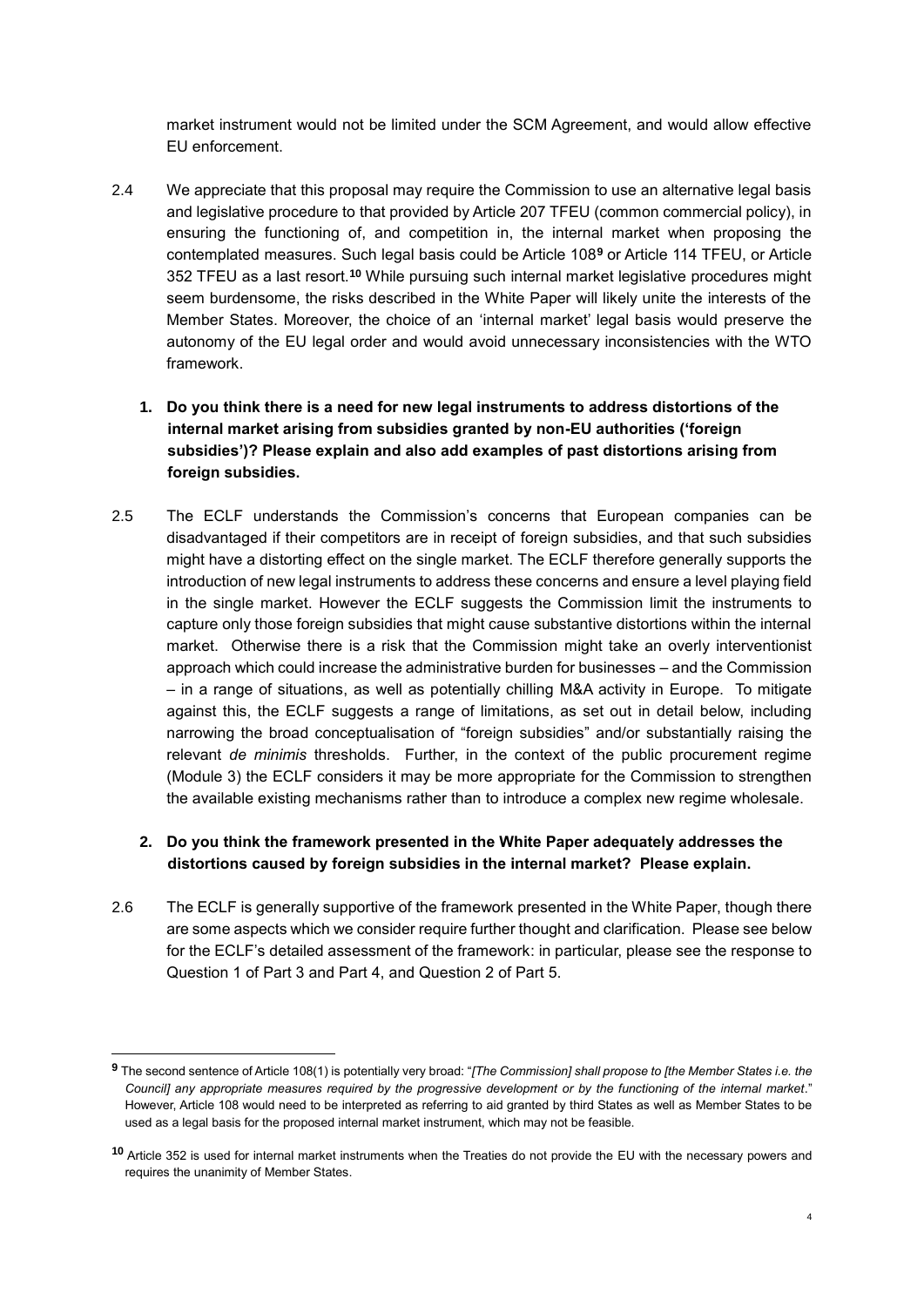market instrument would not be limited under the SCM Agreement, and would allow effective EU enforcement.

2.4 We appreciate that this proposal may require the Commission to use an alternative legal basis and legislative procedure to that provided by Article 207 TFEU (common commercial policy), in ensuring the functioning of, and competition in, the internal market when proposing the contemplated measures. Such legal basis could be Article 108[9] or Article 114 TFEU, or Article 352 TFEU as a last resort.[10] While pursuing such internal market legislative procedures might seem burdensome, the risks described in the White Paper will likely unite the interests of the Member States. Moreover, the choice of an 'internal market' legal basis would preserve the autonomy of the EU legal order and would avoid unnecessary inconsistencies with the WTO framework.

**1. Do you think there is a need for new legal instruments to address distortions of the internal market arising from subsidies granted by non-EU authorities ('foreign subsidies')? Please explain and also add examples of past distortions arising from foreign subsidies.**

2.5 The ECLF understands the Commission's concerns that European companies can be disadvantaged if their competitors are in receipt of foreign subsidies, and that such subsidies might have a distorting effect on the single market. The ECLF therefore generally supports the introduction of new legal instruments to address these concerns and ensure a level playing field in the single market. However the ECLF suggests the Commission limit the instruments to capture only those foreign subsidies that might cause substantive distortions within the internal market. Otherwise there is a risk that the Commission might take an overly interventionist approach which could increase the administrative burden for businesses – and the Commission – in a range of situations, as well as potentially chilling M&A activity in Europe. To mitigate against this, the ECLF suggests a range of limitations, as set out in detail below, including narrowing the broad conceptualisation of "foreign subsidies" and/or substantially raising the relevant *de minimis* thresholds. Further, in the context of the public procurement regime (Module 3) the ECLF considers it may be more appropriate for the Commission to strengthen the available existing mechanisms rather than to introduce a complex new regime wholesale.

**2. Do you think the framework presented in the White Paper adequately addresses the distortions caused by foreign subsidies in the internal market? Please explain.**

2.6 The ECLF is generally supportive of the framework presented in the White Paper, though there are some aspects which we consider require further thought and clarification. Please see below for the ECLF's detailed assessment of the framework: in particular, please see the response to Question 1 of Part 3 and Part 4, and Question 2 of Part 5.

---

[9] The second sentence of Article 108(1) is potentially very broad: "*[The Commission] shall propose to [the Member States i.e. the Council] any appropriate measures required by the progressive development or by the functioning of the internal market*." However, Article 108 would need to be interpreted as referring to aid granted by third States as well as Member States to be used as a legal basis for the proposed internal market instrument, which may not be feasible.

[10] Article 352 is used for internal market instruments when the Treaties do not provide the EU with the necessary powers and requires the unanimity of Member States.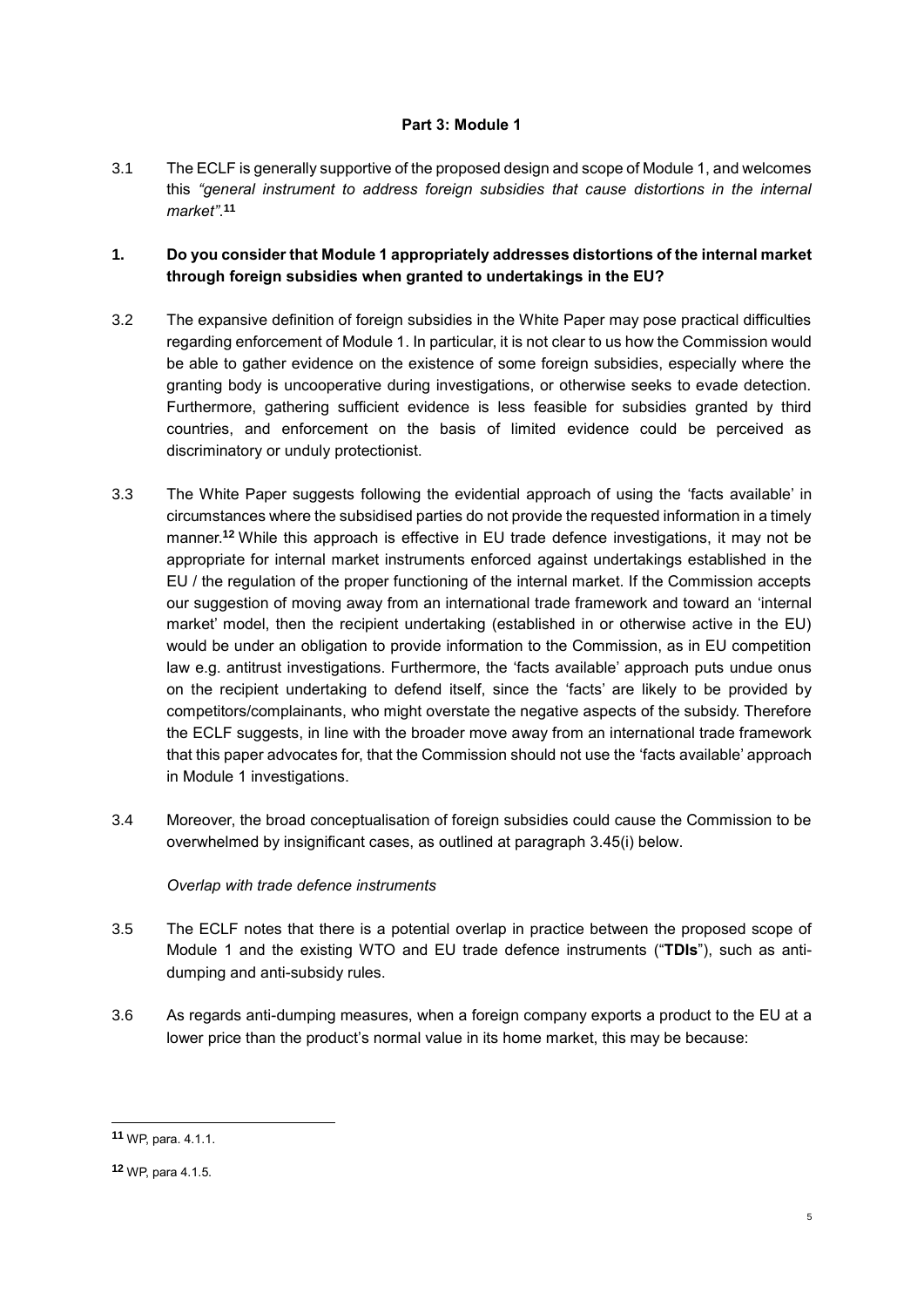## Part 3: Module 1

3.1 The ECLF is generally supportive of the proposed design and scope of Module 1, and welcomes this *"general instrument to address foreign subsidies that cause distortions in the internal market"*.[11]

### 1. Do you consider that Module 1 appropriately addresses distortions of the internal market through foreign subsidies when granted to undertakings in the EU?

3.2 The expansive definition of foreign subsidies in the White Paper may pose practical difficulties regarding enforcement of Module 1. In particular, it is not clear to us how the Commission would be able to gather evidence on the existence of some foreign subsidies, especially where the granting body is uncooperative during investigations, or otherwise seeks to evade detection. Furthermore, gathering sufficient evidence is less feasible for subsidies granted by third countries, and enforcement on the basis of limited evidence could be perceived as discriminatory or unduly protectionist.

3.3 The White Paper suggests following the evidential approach of using the 'facts available' in circumstances where the subsidised parties do not provide the requested information in a timely manner.[12] While this approach is effective in EU trade defence investigations, it may not be appropriate for internal market instruments enforced against undertakings established in the EU / the regulation of the proper functioning of the internal market. If the Commission accepts our suggestion of moving away from an international trade framework and toward an 'internal market' model, then the recipient undertaking (established in or otherwise active in the EU) would be under an obligation to provide information to the Commission, as in EU competition law e.g. antitrust investigations. Furthermore, the 'facts available' approach puts undue onus on the recipient undertaking to defend itself, since the 'facts' are likely to be provided by competitors/complainants, who might overstate the negative aspects of the subsidy. Therefore the ECLF suggests, in line with the broader move away from an international trade framework that this paper advocates for, that the Commission should not use the 'facts available' approach in Module 1 investigations.

3.4 Moreover, the broad conceptualisation of foreign subsidies could cause the Commission to be overwhelmed by insignificant cases, as outlined at paragraph 3.45(i) below.

*Overlap with trade defence instruments*

3.5 The ECLF notes that there is a potential overlap in practice between the proposed scope of Module 1 and the existing WTO and EU trade defence instruments ("**TDIs**"), such as anti-dumping and anti-subsidy rules.

3.6 As regards anti-dumping measures, when a foreign company exports a product to the EU at a lower price than the product's normal value in its home market, this may be because:

---

[11] WP, para. 4.1.1.

[12] WP, para 4.1.5.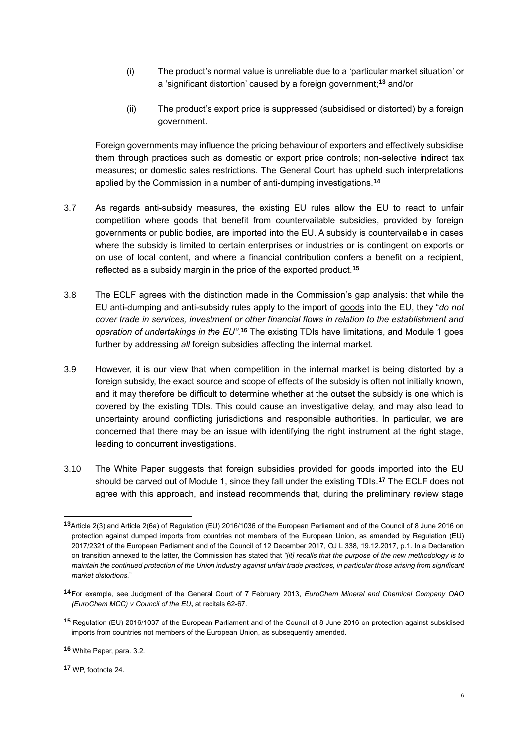(i) The product's normal value is unreliable due to a 'particular market situation' or a 'significant distortion' caused by a foreign government;[13] and/or

(ii) The product's export price is suppressed (subsidised or distorted) by a foreign government.

Foreign governments may influence the pricing behaviour of exporters and effectively subsidise them through practices such as domestic or export price controls; non-selective indirect tax measures; or domestic sales restrictions. The General Court has upheld such interpretations applied by the Commission in a number of anti-dumping investigations.[14]

3.7 As regards anti-subsidy measures, the existing EU rules allow the EU to react to unfair competition where goods that benefit from countervailable subsidies, provided by foreign governments or public bodies, are imported into the EU. A subsidy is countervailable in cases where the subsidy is limited to certain enterprises or industries or is contingent on exports or on use of local content, and where a financial contribution confers a benefit on a recipient, reflected as a subsidy margin in the price of the exported product.[15]

3.8 The ECLF agrees with the distinction made in the Commission's gap analysis: that while the EU anti-dumping and anti-subsidy rules apply to the import of goods into the EU, they "*do not cover trade in services, investment or other financial flows in relation to the establishment and operation of undertakings in the EU*".[16] The existing TDIs have limitations, and Module 1 goes further by addressing *all* foreign subsidies affecting the internal market.

3.9 However, it is our view that when competition in the internal market is being distorted by a foreign subsidy, the exact source and scope of effects of the subsidy is often not initially known, and it may therefore be difficult to determine whether at the outset the subsidy is one which is covered by the existing TDIs. This could cause an investigative delay, and may also lead to uncertainty around conflicting jurisdictions and responsible authorities. In particular, we are concerned that there may be an issue with identifying the right instrument at the right stage, leading to concurrent investigations.

3.10 The White Paper suggests that foreign subsidies provided for goods imported into the EU should be carved out of Module 1, since they fall under the existing TDIs.[17] The ECLF does not agree with this approach, and instead recommends that, during the preliminary review stage

---

[13] Article 2(3) and Article 2(6a) of Regulation (EU) 2016/1036 of the European Parliament and of the Council of 8 June 2016 on protection against dumped imports from countries not members of the European Union, as amended by Regulation (EU) 2017/2321 of the European Parliament and of the Council of 12 December 2017, OJ L 338, 19.12.2017, p.1. In a Declaration on transition annexed to the latter, the Commission has stated that *"[it] recalls that the purpose of the new methodology is to maintain the continued protection of the Union industry against unfair trade practices, in particular those arising from significant market distortions.*"

[14] For example, see Judgment of the General Court of 7 February 2013, *EuroChem Mineral and Chemical Company OAO (EuroChem MCC) v Council of the EU*, at recitals 62-67.

[15] Regulation (EU) 2016/1037 of the European Parliament and of the Council of 8 June 2016 on protection against subsidised imports from countries not members of the European Union, as subsequently amended.

[16] White Paper, para. 3.2.

[17] WP, footnote 24.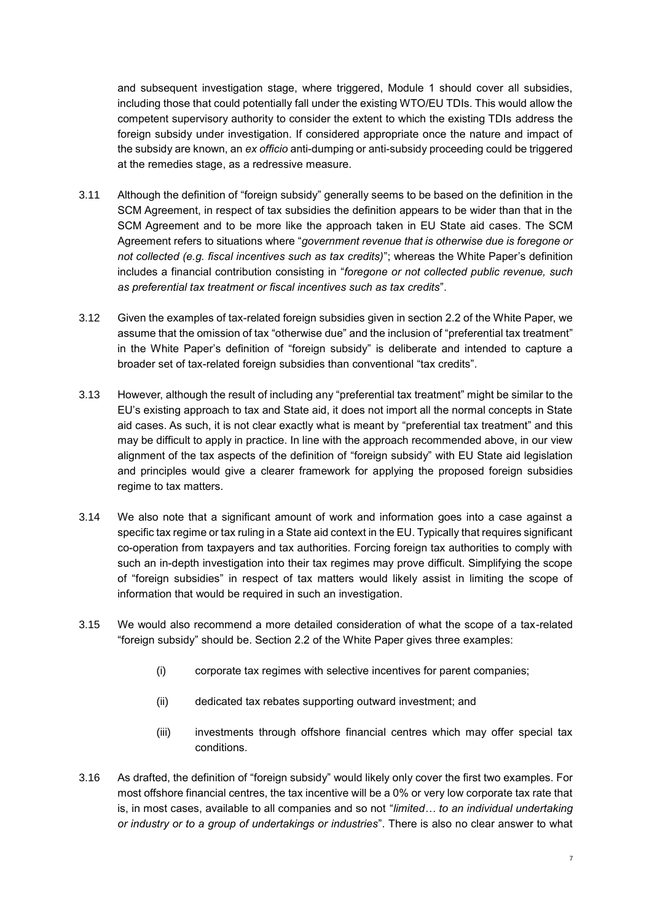and subsequent investigation stage, where triggered, Module 1 should cover all subsidies, including those that could potentially fall under the existing WTO/EU TDIs. This would allow the competent supervisory authority to consider the extent to which the existing TDIs address the foreign subsidy under investigation. If considered appropriate once the nature and impact of the subsidy are known, an *ex officio* anti-dumping or anti-subsidy proceeding could be triggered at the remedies stage, as a redressive measure.

3.11 Although the definition of "foreign subsidy" generally seems to be based on the definition in the SCM Agreement, in respect of tax subsidies the definition appears to be wider than that in the SCM Agreement and to be more like the approach taken in EU State aid cases. The SCM Agreement refers to situations where "*government revenue that is otherwise due is foregone or not collected (e.g. fiscal incentives such as tax credits)*"; whereas the White Paper's definition includes a financial contribution consisting in "*foregone or not collected public revenue, such as preferential tax treatment or fiscal incentives such as tax credits*".

3.12 Given the examples of tax-related foreign subsidies given in section 2.2 of the White Paper, we assume that the omission of tax "otherwise due" and the inclusion of "preferential tax treatment" in the White Paper's definition of "foreign subsidy" is deliberate and intended to capture a broader set of tax-related foreign subsidies than conventional "tax credits".

3.13 However, although the result of including any "preferential tax treatment" might be similar to the EU's existing approach to tax and State aid, it does not import all the normal concepts in State aid cases. As such, it is not clear exactly what is meant by "preferential tax treatment" and this may be difficult to apply in practice. In line with the approach recommended above, in our view alignment of the tax aspects of the definition of "foreign subsidy" with EU State aid legislation and principles would give a clearer framework for applying the proposed foreign subsidies regime to tax matters.

3.14 We also note that a significant amount of work and information goes into a case against a specific tax regime or tax ruling in a State aid context in the EU. Typically that requires significant co-operation from taxpayers and tax authorities. Forcing foreign tax authorities to comply with such an in-depth investigation into their tax regimes may prove difficult. Simplifying the scope of "foreign subsidies" in respect of tax matters would likely assist in limiting the scope of information that would be required in such an investigation.

3.15 We would also recommend a more detailed consideration of what the scope of a tax-related "foreign subsidy" should be. Section 2.2 of the White Paper gives three examples:

(i) corporate tax regimes with selective incentives for parent companies;

(ii) dedicated tax rebates supporting outward investment; and

(iii) investments through offshore financial centres which may offer special tax conditions.

3.16 As drafted, the definition of "foreign subsidy" would likely only cover the first two examples. For most offshore financial centres, the tax incentive will be a 0% or very low corporate tax rate that is, in most cases, available to all companies and so not "*limited… to an individual undertaking or industry or to a group of undertakings or industries*". There is also no clear answer to what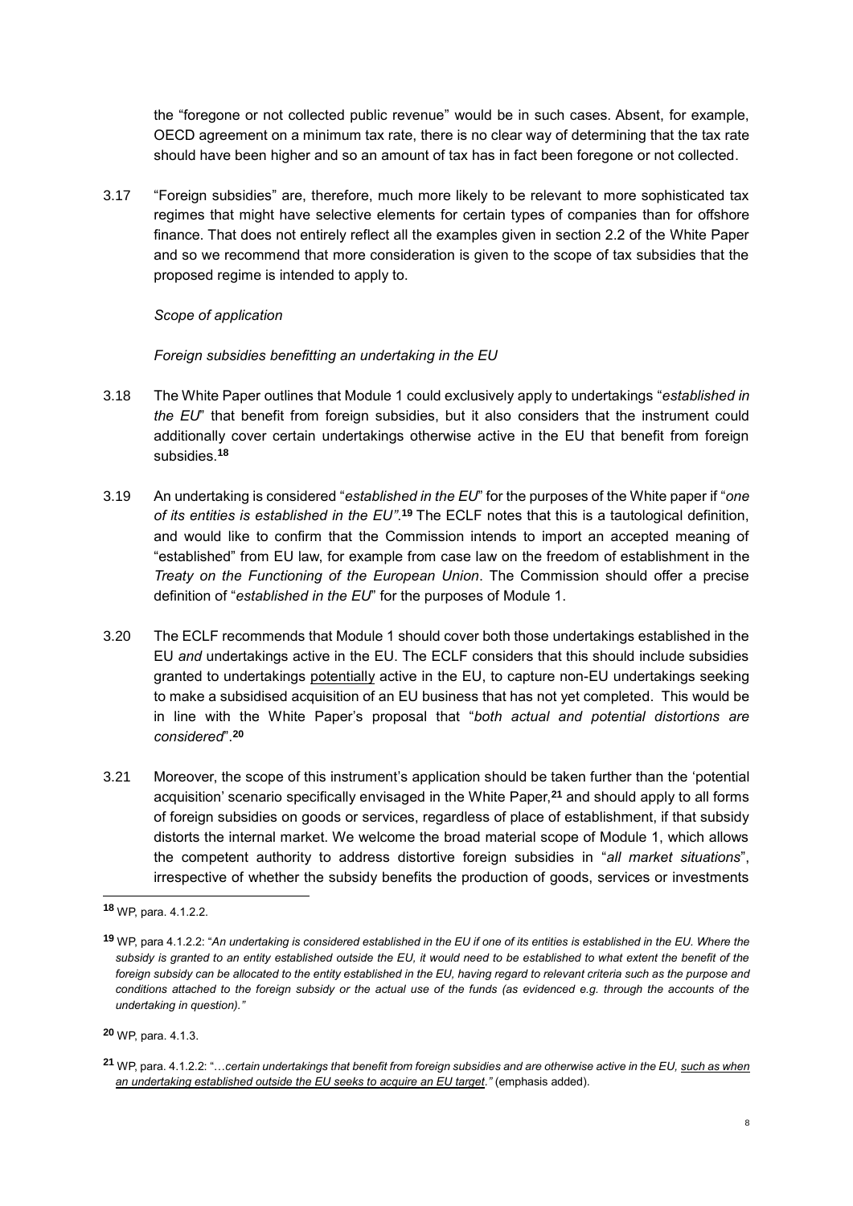the "foregone or not collected public revenue" would be in such cases. Absent, for example, OECD agreement on a minimum tax rate, there is no clear way of determining that the tax rate should have been higher and so an amount of tax has in fact been foregone or not collected.

3.17 "Foreign subsidies" are, therefore, much more likely to be relevant to more sophisticated tax regimes that might have selective elements for certain types of companies than for offshore finance. That does not entirely reflect all the examples given in section 2.2 of the White Paper and so we recommend that more consideration is given to the scope of tax subsidies that the proposed regime is intended to apply to.

*Scope of application*

*Foreign subsidies benefitting an undertaking in the EU*

3.18 The White Paper outlines that Module 1 could exclusively apply to undertakings "*established in the EU*" that benefit from foreign subsidies, but it also considers that the instrument could additionally cover certain undertakings otherwise active in the EU that benefit from foreign subsidies.[18]

3.19 An undertaking is considered "*established in the EU*" for the purposes of the White paper if "*one of its entities is established in the EU*".[19] The ECLF notes that this is a tautological definition, and would like to confirm that the Commission intends to import an accepted meaning of "established" from EU law, for example from case law on the freedom of establishment in the *Treaty on the Functioning of the European Union*. The Commission should offer a precise definition of "*established in the EU*" for the purposes of Module 1.

3.20 The ECLF recommends that Module 1 should cover both those undertakings established in the EU *and* undertakings active in the EU. The ECLF considers that this should include subsidies granted to undertakings potentially active in the EU, to capture non-EU undertakings seeking to make a subsidised acquisition of an EU business that has not yet completed. This would be in line with the White Paper's proposal that "*both actual and potential distortions are considered*".[20]

3.21 Moreover, the scope of this instrument's application should be taken further than the 'potential acquisition' scenario specifically envisaged in the White Paper,[21] and should apply to all forms of foreign subsidies on goods or services, regardless of place of establishment, if that subsidy distorts the internal market. We welcome the broad material scope of Module 1, which allows the competent authority to address distortive foreign subsidies in "*all market situations*", irrespective of whether the subsidy benefits the production of goods, services or investments

---

[18] WP, para. 4.1.2.2.

[19] WP, para 4.1.2.2: "*An undertaking is considered established in the EU if one of its entities is established in the EU. Where the subsidy is granted to an entity established outside the EU, it would need to be established to what extent the benefit of the foreign subsidy can be allocated to the entity established in the EU, having regard to relevant criteria such as the purpose and conditions attached to the foreign subsidy or the actual use of the funds (as evidenced e.g. through the accounts of the undertaking in question).*"

[20] WP, para. 4.1.3.

[21] WP, para. 4.1.2.2: "…*certain undertakings that benefit from foreign subsidies and are otherwise active in the EU, such as when an undertaking established outside the EU seeks to acquire an EU target.*" (emphasis added).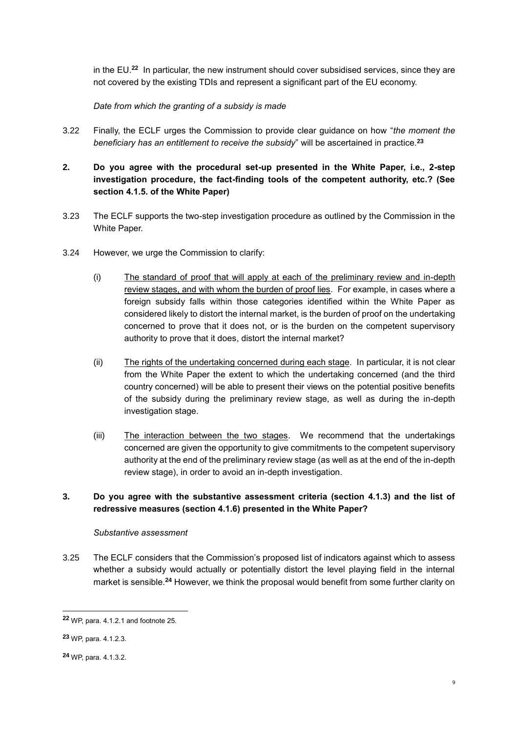in the EU.[22] In particular, the new instrument should cover subsidised services, since they are not covered by the existing TDIs and represent a significant part of the EU economy.

*Date from which the granting of a subsidy is made*

3.22 Finally, the ECLF urges the Commission to provide clear guidance on how "*the moment the beneficiary has an entitlement to receive the subsidy*" will be ascertained in practice.[23]

**2. Do you agree with the procedural set-up presented in the White Paper, i.e., 2-step investigation procedure, the fact-finding tools of the competent authority, etc.? (See section 4.1.5. of the White Paper)**

3.23 The ECLF supports the two-step investigation procedure as outlined by the Commission in the White Paper.

3.24 However, we urge the Commission to clarify:

(i) The standard of proof that will apply at each of the preliminary review and in-depth review stages, and with whom the burden of proof lies. For example, in cases where a foreign subsidy falls within those categories identified within the White Paper as considered likely to distort the internal market, is the burden of proof on the undertaking concerned to prove that it does not, or is the burden on the competent supervisory authority to prove that it does, distort the internal market?

(ii) The rights of the undertaking concerned during each stage. In particular, it is not clear from the White Paper the extent to which the undertaking concerned (and the third country concerned) will be able to present their views on the potential positive benefits of the subsidy during the preliminary review stage, as well as during the in-depth investigation stage.

(iii) The interaction between the two stages. We recommend that the undertakings concerned are given the opportunity to give commitments to the competent supervisory authority at the end of the preliminary review stage (as well as at the end of the in-depth review stage), in order to avoid an in-depth investigation.

**3. Do you agree with the substantive assessment criteria (section 4.1.3) and the list of redressive measures (section 4.1.6) presented in the White Paper?**

*Substantive assessment*

3.25 The ECLF considers that the Commission's proposed list of indicators against which to assess whether a subsidy would actually or potentially distort the level playing field in the internal market is sensible.[24] However, we think the proposal would benefit from some further clarity on

---

[22] WP, para. 4.1.2.1 and footnote 25.

[23] WP, para. 4.1.2.3.

[24] WP, para. 4.1.3.2.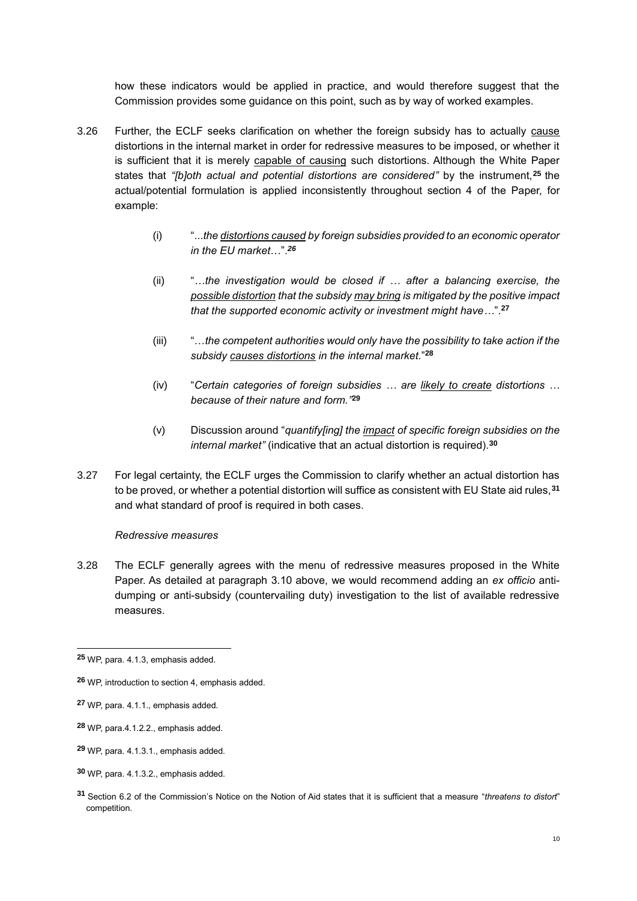how these indicators would be applied in practice, and would therefore suggest that the Commission provides some guidance on this point, such as by way of worked examples.

3.26 Further, the ECLF seeks clarification on whether the foreign subsidy has to actually <u>cause</u> distortions in the internal market in order for redressive measures to be imposed, or whether it is sufficient that it is merely <u>capable of causing</u> such distortions. Although the White Paper states that *"[b]oth actual and potential distortions are considered"* by the instrument,[25] the actual/potential formulation is applied inconsistently throughout section 4 of the Paper, for example:

(i) "*...the <u>distortions caused</u> by foreign subsidies provided to an economic operator in the EU market…*".[26]

(ii) "*…the investigation would be closed if … after a balancing exercise, the <u>possible distortion</u> that the subsidy <u>may bring</u> is mitigated by the positive impact that the supported economic activity or investment might have…*".[27]

(iii) "*…the competent authorities would only have the possibility to take action if the subsidy <u>causes distortions</u> in the internal market.*"[28]

(iv) "*Certain categories of foreign subsidies … are <u>likely to create</u> distortions … because of their nature and form.*"[29]

(v) Discussion around "*quantify[ing] the <u>impact</u> of specific foreign subsidies on the internal market"* (indicative that an actual distortion is required).[30]

3.27 For legal certainty, the ECLF urges the Commission to clarify whether an actual distortion has to be proved, or whether a potential distortion will suffice as consistent with EU State aid rules,[31] and what standard of proof is required in both cases.

*Redressive measures*

3.28 The ECLF generally agrees with the menu of redressive measures proposed in the White Paper. As detailed at paragraph 3.10 above, we would recommend adding an *ex officio* anti-dumping or anti-subsidy (countervailing duty) investigation to the list of available redressive measures.

---

[25] WP, para. 4.1.3, emphasis added.

[26] WP, introduction to section 4, emphasis added.

[27] WP, para. 4.1.1., emphasis added.

[28] WP, para.4.1.2.2., emphasis added.

[29] WP, para. 4.1.3.1., emphasis added.

[30] WP, para. 4.1.3.2., emphasis added.

[31] Section 6.2 of the Commission's Notice on the Notion of Aid states that it is sufficient that a measure "*threatens to distort*" competition.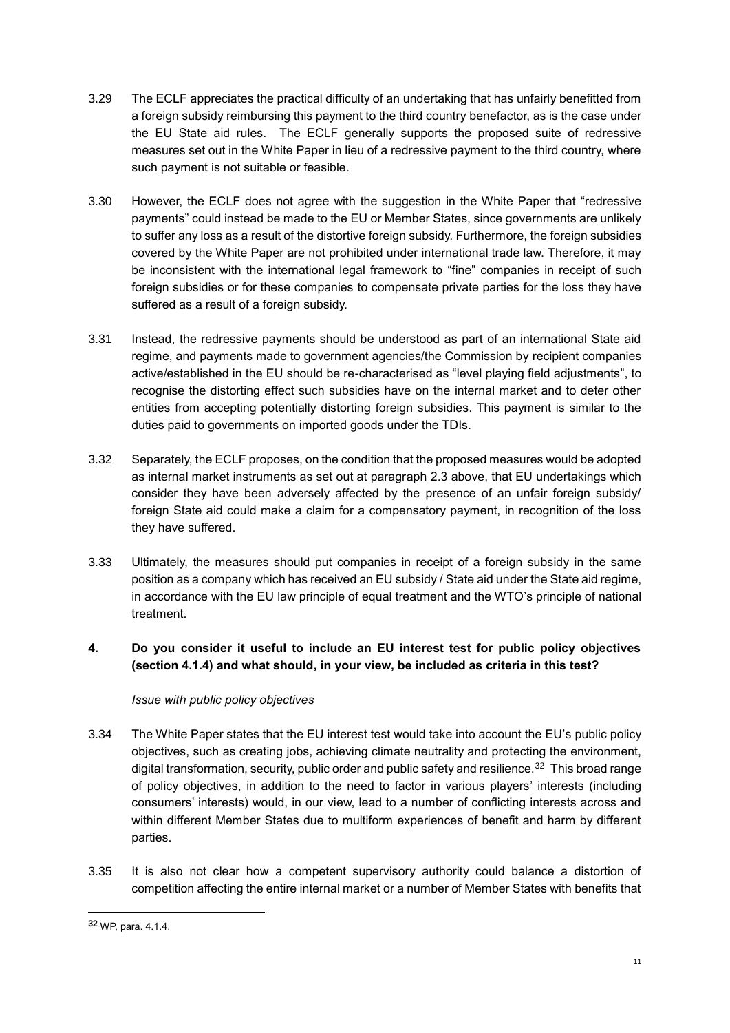3.29 The ECLF appreciates the practical difficulty of an undertaking that has unfairly benefitted from a foreign subsidy reimbursing this payment to the third country benefactor, as is the case under the EU State aid rules. The ECLF generally supports the proposed suite of redressive measures set out in the White Paper in lieu of a redressive payment to the third country, where such payment is not suitable or feasible.

3.30 However, the ECLF does not agree with the suggestion in the White Paper that "redressive payments" could instead be made to the EU or Member States, since governments are unlikely to suffer any loss as a result of the distortive foreign subsidy. Furthermore, the foreign subsidies covered by the White Paper are not prohibited under international trade law. Therefore, it may be inconsistent with the international legal framework to "fine" companies in receipt of such foreign subsidies or for these companies to compensate private parties for the loss they have suffered as a result of a foreign subsidy.

3.31 Instead, the redressive payments should be understood as part of an international State aid regime, and payments made to government agencies/the Commission by recipient companies active/established in the EU should be re-characterised as "level playing field adjustments", to recognise the distorting effect such subsidies have on the internal market and to deter other entities from accepting potentially distorting foreign subsidies. This payment is similar to the duties paid to governments on imported goods under the TDIs.

3.32 Separately, the ECLF proposes, on the condition that the proposed measures would be adopted as internal market instruments as set out at paragraph 2.3 above, that EU undertakings which consider they have been adversely affected by the presence of an unfair foreign subsidy/ foreign State aid could make a claim for a compensatory payment, in recognition of the loss they have suffered.

3.33 Ultimately, the measures should put companies in receipt of a foreign subsidy in the same position as a company which has received an EU subsidy / State aid under the State aid regime, in accordance with the EU law principle of equal treatment and the WTO's principle of national treatment.

**4. Do you consider it useful to include an EU interest test for public policy objectives (section 4.1.4) and what should, in your view, be included as criteria in this test?**

*Issue with public policy objectives*

3.34 The White Paper states that the EU interest test would take into account the EU's public policy objectives, such as creating jobs, achieving climate neutrality and protecting the environment, digital transformation, security, public order and public safety and resilience.[32] This broad range of policy objectives, in addition to the need to factor in various players' interests (including consumers' interests) would, in our view, lead to a number of conflicting interests across and within different Member States due to multiform experiences of benefit and harm by different parties.

3.35 It is also not clear how a competent supervisory authority could balance a distortion of competition affecting the entire internal market or a number of Member States with benefits that

[32] WP, para. 4.1.4.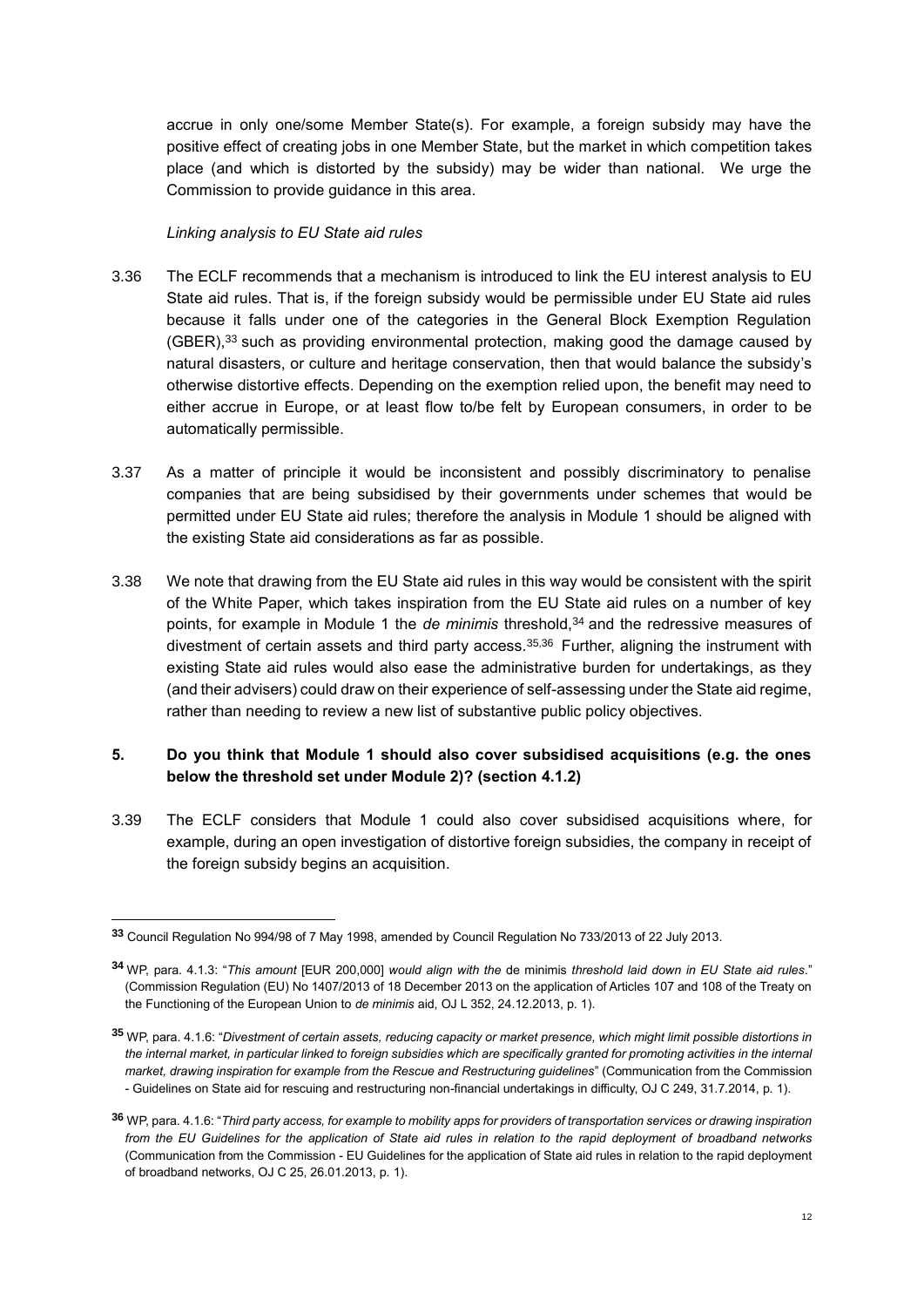accrue in only one/some Member State(s). For example, a foreign subsidy may have the positive effect of creating jobs in one Member State, but the market in which competition takes place (and which is distorted by the subsidy) may be wider than national. We urge the Commission to provide guidance in this area.

*Linking analysis to EU State aid rules*

3.36 The ECLF recommends that a mechanism is introduced to link the EU interest analysis to EU State aid rules. That is, if the foreign subsidy would be permissible under EU State aid rules because it falls under one of the categories in the General Block Exemption Regulation (GBER),[33] such as providing environmental protection, making good the damage caused by natural disasters, or culture and heritage conservation, then that would balance the subsidy's otherwise distortive effects. Depending on the exemption relied upon, the benefit may need to either accrue in Europe, or at least flow to/be felt by European consumers, in order to be automatically permissible.

3.37 As a matter of principle it would be inconsistent and possibly discriminatory to penalise companies that are being subsidised by their governments under schemes that would be permitted under EU State aid rules; therefore the analysis in Module 1 should be aligned with the existing State aid considerations as far as possible.

3.38 We note that drawing from the EU State aid rules in this way would be consistent with the spirit of the White Paper, which takes inspiration from the EU State aid rules on a number of key points, for example in Module 1 the *de minimis* threshold,[34] and the redressive measures of divestment of certain assets and third party access.[35,36] Further, aligning the instrument with existing State aid rules would also ease the administrative burden for undertakings, as they (and their advisers) could draw on their experience of self-assessing under the State aid regime, rather than needing to review a new list of substantive public policy objectives.

## 5. Do you think that Module 1 should also cover subsidised acquisitions (e.g. the ones below the threshold set under Module 2)? (section 4.1.2)

3.39 The ECLF considers that Module 1 could also cover subsidised acquisitions where, for example, during an open investigation of distortive foreign subsidies, the company in receipt of the foreign subsidy begins an acquisition.

---

**33** Council Regulation No 994/98 of 7 May 1998, amended by Council Regulation No 733/2013 of 22 July 2013.

**34** WP, para. 4.1.3: "*This amount* [EUR 200,000] *would align with the* de minimis *threshold laid down in EU State aid rules*." (Commission Regulation (EU) No 1407/2013 of 18 December 2013 on the application of Articles 107 and 108 of the Treaty on the Functioning of the European Union to *de minimis* aid, OJ L 352, 24.12.2013, p. 1).

**35** WP, para. 4.1.6: "*Divestment of certain assets, reducing capacity or market presence, which might limit possible distortions in the internal market, in particular linked to foreign subsidies which are specifically granted for promoting activities in the internal market, drawing inspiration for example from the Rescue and Restructuring guidelines*" (Communication from the Commission - Guidelines on State aid for rescuing and restructuring non-financial undertakings in difficulty, OJ C 249, 31.7.2014, p. 1).

**36** WP, para. 4.1.6: "*Third party access, for example to mobility apps for providers of transportation services or drawing inspiration from the EU Guidelines for the application of State aid rules in relation to the rapid deployment of broadband networks* (Communication from the Commission - EU Guidelines for the application of State aid rules in relation to the rapid deployment of broadband networks, OJ C 25, 26.01.2013, p. 1).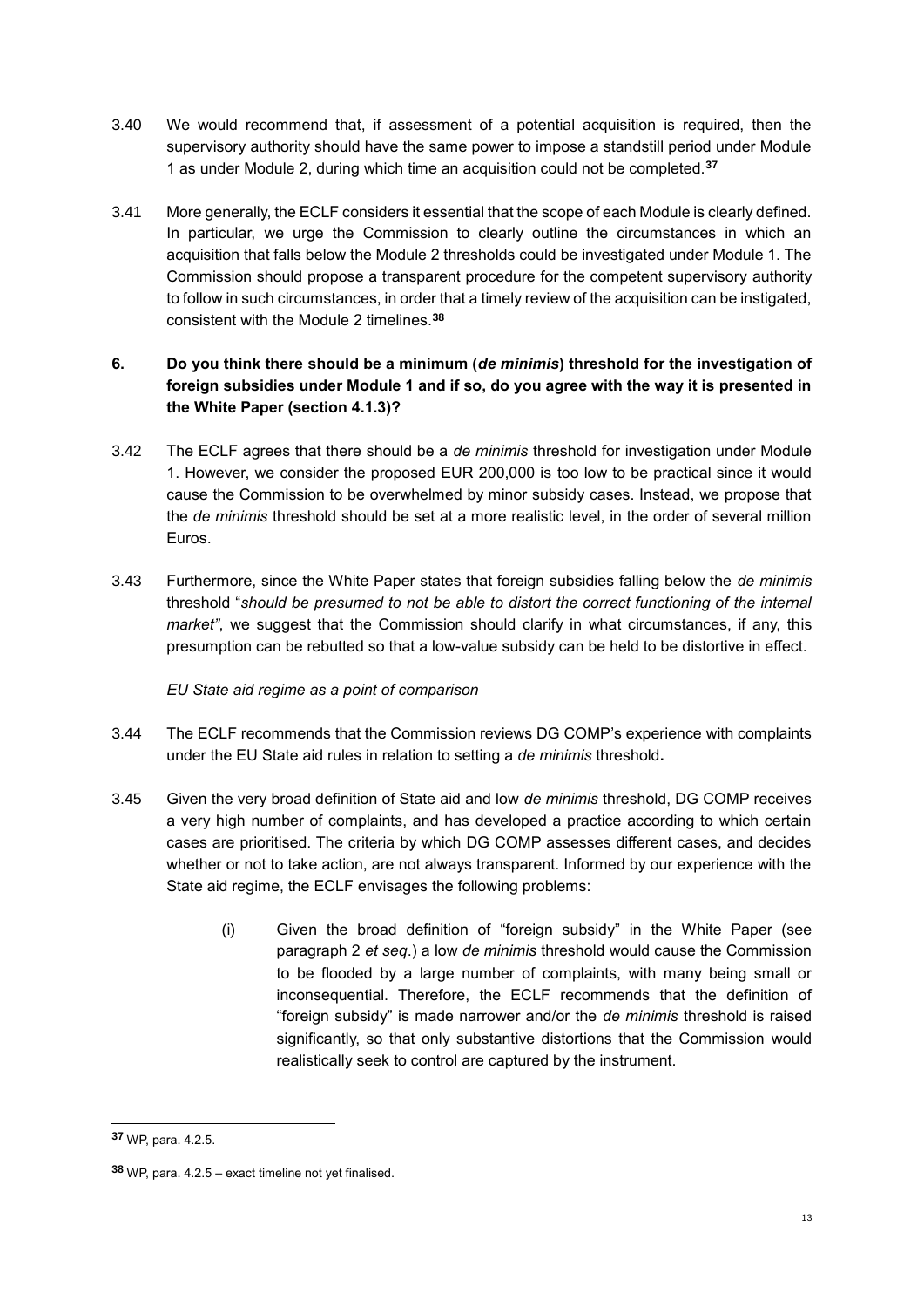3.40 We would recommend that, if assessment of a potential acquisition is required, then the supervisory authority should have the same power to impose a standstill period under Module 1 as under Module 2, during which time an acquisition could not be completed.[37]

3.41 More generally, the ECLF considers it essential that the scope of each Module is clearly defined. In particular, we urge the Commission to clearly outline the circumstances in which an acquisition that falls below the Module 2 thresholds could be investigated under Module 1. The Commission should propose a transparent procedure for the competent supervisory authority to follow in such circumstances, in order that a timely review of the acquisition can be instigated, consistent with the Module 2 timelines.[38]

**6. Do you think there should be a minimum (*de minimis*) threshold for the investigation of foreign subsidies under Module 1 and if so, do you agree with the way it is presented in the White Paper (section 4.1.3)?**

3.42 The ECLF agrees that there should be a *de minimis* threshold for investigation under Module 1. However, we consider the proposed EUR 200,000 is too low to be practical since it would cause the Commission to be overwhelmed by minor subsidy cases. Instead, we propose that the *de minimis* threshold should be set at a more realistic level, in the order of several million Euros.

3.43 Furthermore, since the White Paper states that foreign subsidies falling below the *de minimis* threshold "*should be presumed to not be able to distort the correct functioning of the internal market"*, we suggest that the Commission should clarify in what circumstances, if any, this presumption can be rebutted so that a low-value subsidy can be held to be distortive in effect.

*EU State aid regime as a point of comparison*

3.44 The ECLF recommends that the Commission reviews DG COMP's experience with complaints under the EU State aid rules in relation to setting a *de minimis* threshold**.**

3.45 Given the very broad definition of State aid and low *de minimis* threshold, DG COMP receives a very high number of complaints, and has developed a practice according to which certain cases are prioritised. The criteria by which DG COMP assesses different cases, and decides whether or not to take action, are not always transparent. Informed by our experience with the State aid regime, the ECLF envisages the following problems:

(i) Given the broad definition of "foreign subsidy" in the White Paper (see paragraph 2 *et seq*.) a low *de minimis* threshold would cause the Commission to be flooded by a large number of complaints, with many being small or inconsequential. Therefore, the ECLF recommends that the definition of "foreign subsidy" is made narrower and/or the *de minimis* threshold is raised significantly, so that only substantive distortions that the Commission would realistically seek to control are captured by the instrument.

---

[37] WP, para. 4.2.5.

[38] WP, para. 4.2.5 – exact timeline not yet finalised.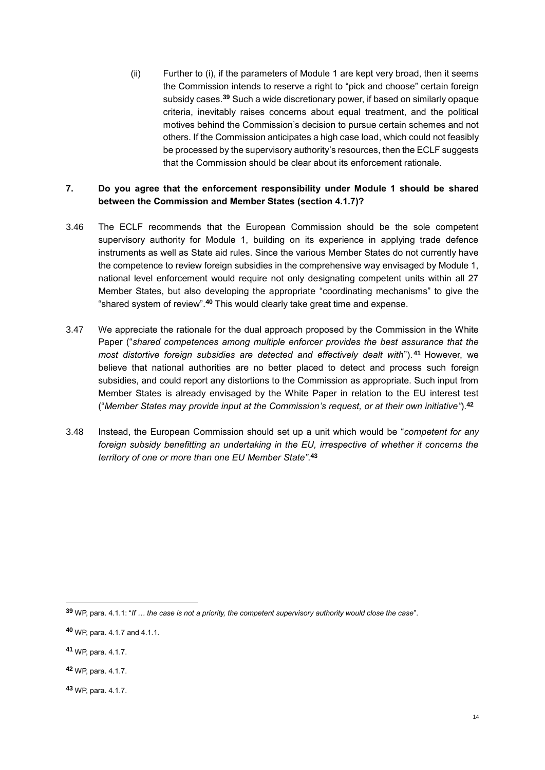(ii) Further to (i), if the parameters of Module 1 are kept very broad, then it seems the Commission intends to reserve a right to "pick and choose" certain foreign subsidy cases.[39] Such a wide discretionary power, if based on similarly opaque criteria, inevitably raises concerns about equal treatment, and the political motives behind the Commission's decision to pursue certain schemes and not others. If the Commission anticipates a high case load, which could not feasibly be processed by the supervisory authority's resources, then the ECLF suggests that the Commission should be clear about its enforcement rationale.

**7. Do you agree that the enforcement responsibility under Module 1 should be shared between the Commission and Member States (section 4.1.7)?**

3.46 The ECLF recommends that the European Commission should be the sole competent supervisory authority for Module 1, building on its experience in applying trade defence instruments as well as State aid rules. Since the various Member States do not currently have the competence to review foreign subsidies in the comprehensive way envisaged by Module 1, national level enforcement would require not only designating competent units within all 27 Member States, but also developing the appropriate "coordinating mechanisms" to give the "shared system of review".[40] This would clearly take great time and expense.

3.47 We appreciate the rationale for the dual approach proposed by the Commission in the White Paper ("*shared competences among multiple enforcer provides the best assurance that the most distortive foreign subsidies are detected and effectively dealt with*").[41] However, we believe that national authorities are no better placed to detect and process such foreign subsidies, and could report any distortions to the Commission as appropriate. Such input from Member States is already envisaged by the White Paper in relation to the EU interest test ("*Member States may provide input at the Commission's request, or at their own initiative"*).[42]

3.48 Instead, the European Commission should set up a unit which would be "*competent for any foreign subsidy benefitting an undertaking in the EU, irrespective of whether it concerns the territory of one or more than one EU Member State"*.[43]

---

[39] WP, para. 4.1.1: "*If … the case is not a priority, the competent supervisory authority would close the case*".

[40] WP, para. 4.1.7 and 4.1.1.

[41] WP, para. 4.1.7.

[42] WP, para. 4.1.7.

[43] WP, para. 4.1.7.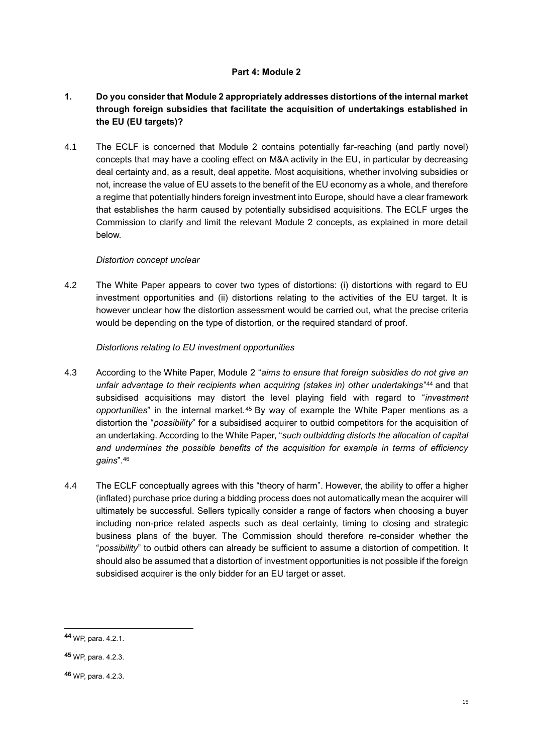**Part 4: Module 2**

**1. Do you consider that Module 2 appropriately addresses distortions of the internal market through foreign subsidies that facilitate the acquisition of undertakings established in the EU (EU targets)?**

4.1 The ECLF is concerned that Module 2 contains potentially far-reaching (and partly novel) concepts that may have a cooling effect on M&A activity in the EU, in particular by decreasing deal certainty and, as a result, deal appetite. Most acquisitions, whether involving subsidies or not, increase the value of EU assets to the benefit of the EU economy as a whole, and therefore a regime that potentially hinders foreign investment into Europe, should have a clear framework that establishes the harm caused by potentially subsidised acquisitions. The ECLF urges the Commission to clarify and limit the relevant Module 2 concepts, as explained in more detail below.

*Distortion concept unclear*

4.2 The White Paper appears to cover two types of distortions: (i) distortions with regard to EU investment opportunities and (ii) distortions relating to the activities of the EU target. It is however unclear how the distortion assessment would be carried out, what the precise criteria would be depending on the type of distortion, or the required standard of proof.

*Distortions relating to EU investment opportunities*

4.3 According to the White Paper, Module 2 "*aims to ensure that foreign subsidies do not give an unfair advantage to their recipients when acquiring (stakes in) other undertakings*"[44] and that subsidised acquisitions may distort the level playing field with regard to "*investment opportunities*" in the internal market.[45] By way of example the White Paper mentions as a distortion the "*possibility*" for a subsidised acquirer to outbid competitors for the acquisition of an undertaking. According to the White Paper, "*such outbidding distorts the allocation of capital and undermines the possible benefits of the acquisition for example in terms of efficiency gains*".[46]

4.4 The ECLF conceptually agrees with this "theory of harm". However, the ability to offer a higher (inflated) purchase price during a bidding process does not automatically mean the acquirer will ultimately be successful. Sellers typically consider a range of factors when choosing a buyer including non-price related aspects such as deal certainty, timing to closing and strategic business plans of the buyer. The Commission should therefore re-consider whether the "*possibility*" to outbid others can already be sufficient to assume a distortion of competition. It should also be assumed that a distortion of investment opportunities is not possible if the foreign subsidised acquirer is the only bidder for an EU target or asset.

---

[44] WP, para. 4.2.1.

[45] WP, para. 4.2.3.

[46] WP, para. 4.2.3.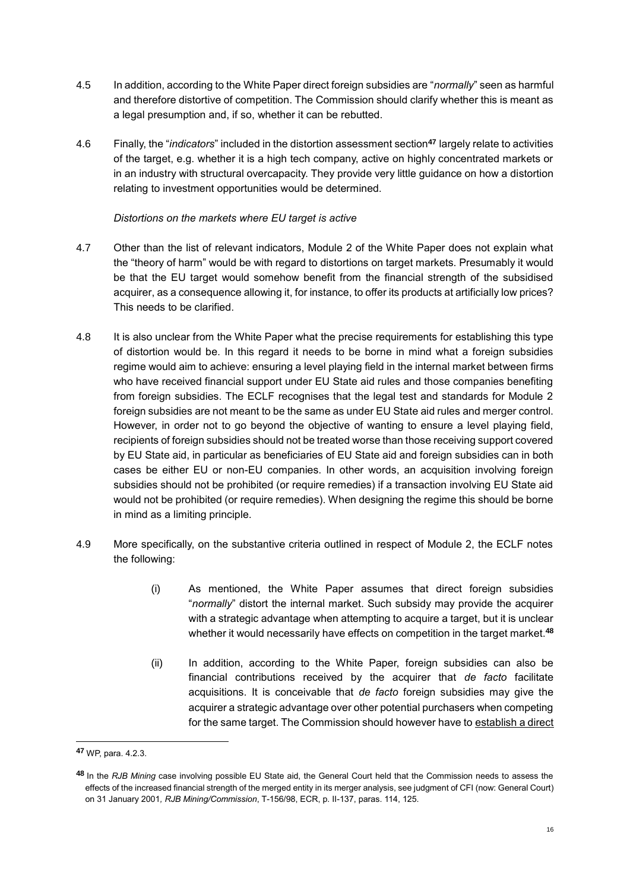4.5 In addition, according to the White Paper direct foreign subsidies are "*normally*" seen as harmful and therefore distortive of competition. The Commission should clarify whether this is meant as a legal presumption and, if so, whether it can be rebutted.

4.6 Finally, the "*indicators*" included in the distortion assessment section[47] largely relate to activities of the target, e.g. whether it is a high tech company, active on highly concentrated markets or in an industry with structural overcapacity. They provide very little guidance on how a distortion relating to investment opportunities would be determined.

*Distortions on the markets where EU target is active*

4.7 Other than the list of relevant indicators, Module 2 of the White Paper does not explain what the "theory of harm" would be with regard to distortions on target markets. Presumably it would be that the EU target would somehow benefit from the financial strength of the subsidised acquirer, as a consequence allowing it, for instance, to offer its products at artificially low prices? This needs to be clarified.

4.8 It is also unclear from the White Paper what the precise requirements for establishing this type of distortion would be. In this regard it needs to be borne in mind what a foreign subsidies regime would aim to achieve: ensuring a level playing field in the internal market between firms who have received financial support under EU State aid rules and those companies benefiting from foreign subsidies. The ECLF recognises that the legal test and standards for Module 2 foreign subsidies are not meant to be the same as under EU State aid rules and merger control. However, in order not to go beyond the objective of wanting to ensure a level playing field, recipients of foreign subsidies should not be treated worse than those receiving support covered by EU State aid, in particular as beneficiaries of EU State aid and foreign subsidies can in both cases be either EU or non-EU companies. In other words, an acquisition involving foreign subsidies should not be prohibited (or require remedies) if a transaction involving EU State aid would not be prohibited (or require remedies). When designing the regime this should be borne in mind as a limiting principle.

4.9 More specifically, on the substantive criteria outlined in respect of Module 2, the ECLF notes the following:

(i) As mentioned, the White Paper assumes that direct foreign subsidies "*normally*" distort the internal market. Such subsidy may provide the acquirer with a strategic advantage when attempting to acquire a target, but it is unclear whether it would necessarily have effects on competition in the target market.[48]

(ii) In addition, according to the White Paper, foreign subsidies can also be financial contributions received by the acquirer that *de facto* facilitate acquisitions. It is conceivable that *de facto* foreign subsidies may give the acquirer a strategic advantage over other potential purchasers when competing for the same target. The Commission should however have to establish a direct

---

[47] WP, para. 4.2.3.

[48] In the *RJB Mining* case involving possible EU State aid, the General Court held that the Commission needs to assess the effects of the increased financial strength of the merged entity in its merger analysis, see judgment of CFI (now: General Court) on 31 January 2001, *RJB Mining/Commission*, T-156/98, ECR, p. II-137, paras. 114, 125.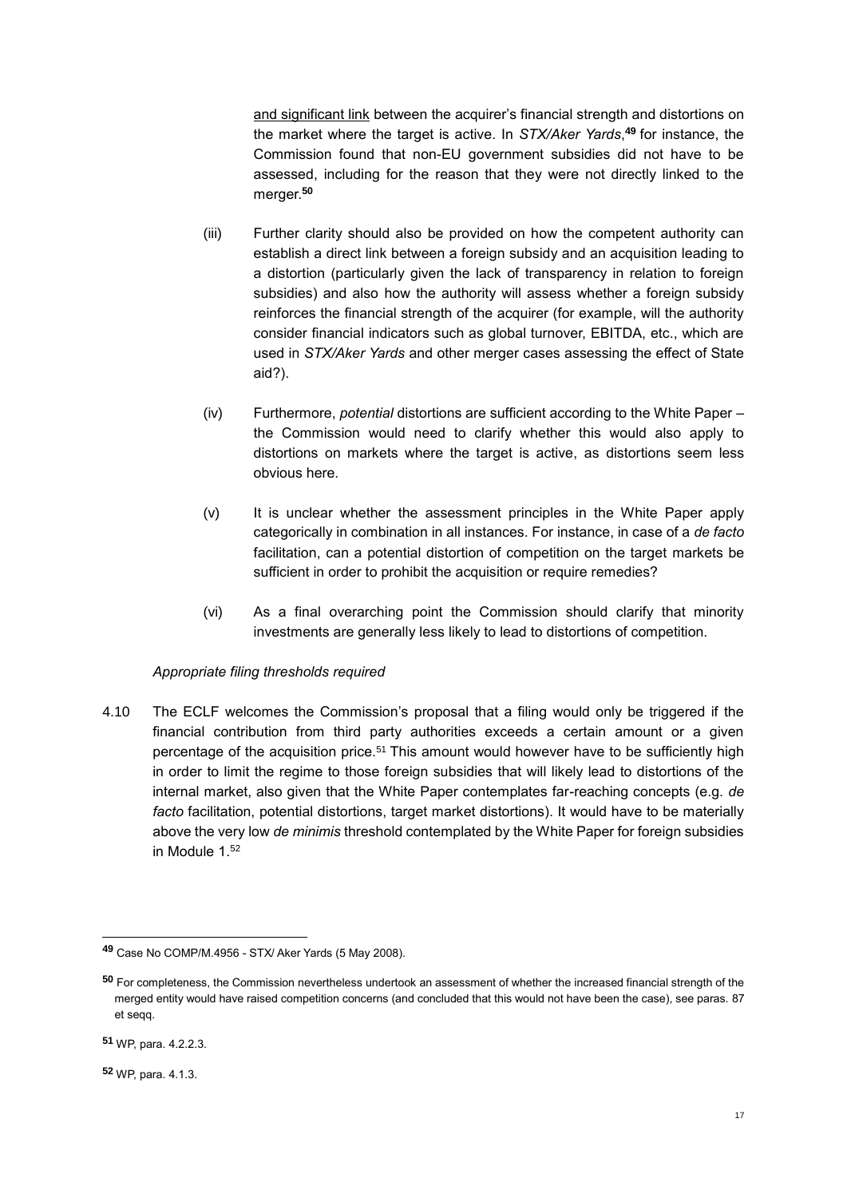and significant link between the acquirer's financial strength and distortions on the market where the target is active. In *STX/Aker Yards*,[49] for instance, the Commission found that non-EU government subsidies did not have to be assessed, including for the reason that they were not directly linked to the merger.[50]

(iii) Further clarity should also be provided on how the competent authority can establish a direct link between a foreign subsidy and an acquisition leading to a distortion (particularly given the lack of transparency in relation to foreign subsidies) and also how the authority will assess whether a foreign subsidy reinforces the financial strength of the acquirer (for example, will the authority consider financial indicators such as global turnover, EBITDA, etc., which are used in *STX/Aker Yards* and other merger cases assessing the effect of State aid?).

(iv) Furthermore, *potential* distortions are sufficient according to the White Paper – the Commission would need to clarify whether this would also apply to distortions on markets where the target is active, as distortions seem less obvious here.

(v) It is unclear whether the assessment principles in the White Paper apply categorically in combination in all instances. For instance, in case of a *de facto* facilitation, can a potential distortion of competition on the target markets be sufficient in order to prohibit the acquisition or require remedies?

(vi) As a final overarching point the Commission should clarify that minority investments are generally less likely to lead to distortions of competition.

*Appropriate filing thresholds required*

4.10 The ECLF welcomes the Commission's proposal that a filing would only be triggered if the financial contribution from third party authorities exceeds a certain amount or a given percentage of the acquisition price.[51] This amount would however have to be sufficiently high in order to limit the regime to those foreign subsidies that will likely lead to distortions of the internal market, also given that the White Paper contemplates far-reaching concepts (e.g. *de facto* facilitation, potential distortions, target market distortions). It would have to be materially above the very low *de minimis* threshold contemplated by the White Paper for foreign subsidies in Module 1.[52]

---

[49] Case No COMP/M.4956 - STX/ Aker Yards (5 May 2008).

[50] For completeness, the Commission nevertheless undertook an assessment of whether the increased financial strength of the merged entity would have raised competition concerns (and concluded that this would not have been the case), see paras. 87 et seqq.

[51] WP, para. 4.2.2.3.

[52] WP, para. 4.1.3.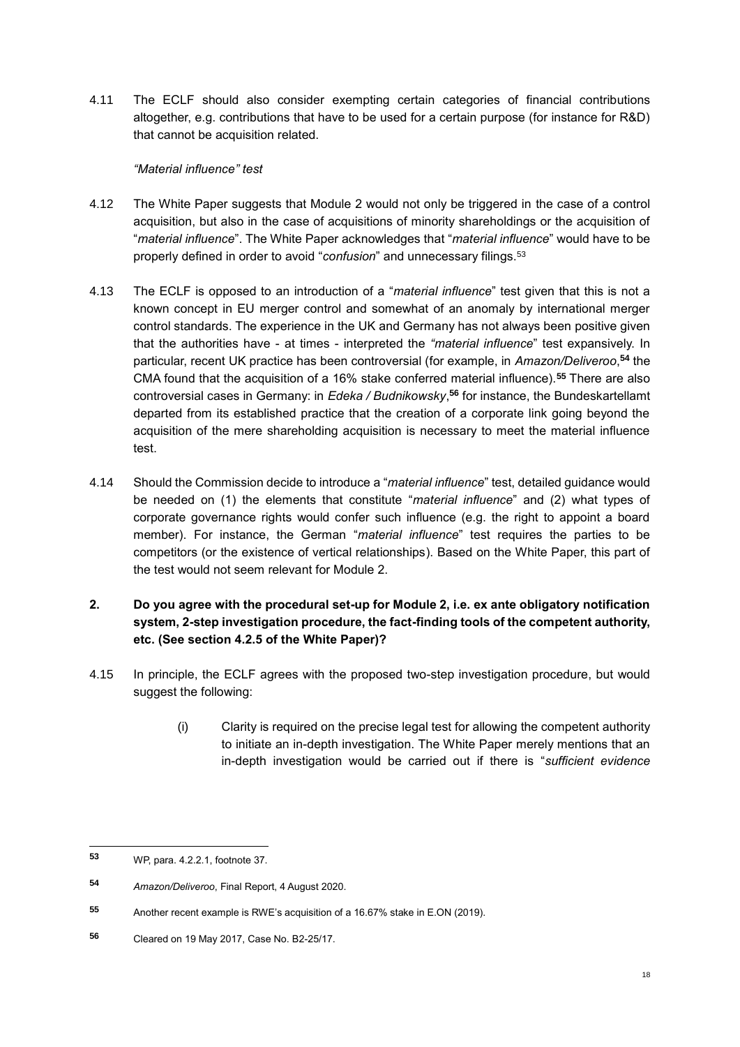4.11 The ECLF should also consider exempting certain categories of financial contributions altogether, e.g. contributions that have to be used for a certain purpose (for instance for R&D) that cannot be acquisition related.

*"Material influence" test*

4.12 The White Paper suggests that Module 2 would not only be triggered in the case of a control acquisition, but also in the case of acquisitions of minority shareholdings or the acquisition of "*material influence*". The White Paper acknowledges that "*material influence*" would have to be properly defined in order to avoid "*confusion*" and unnecessary filings.[53]

4.13 The ECLF is opposed to an introduction of a "*material influence*" test given that this is not a known concept in EU merger control and somewhat of an anomaly by international merger control standards. The experience in the UK and Germany has not always been positive given that the authorities have - at times - interpreted the "*material influence*" test expansively. In particular, recent UK practice has been controversial (for example, in *Amazon/Deliveroo*,[54] the CMA found that the acquisition of a 16% stake conferred material influence).[55] There are also controversial cases in Germany: in *Edeka / Budnikowsky*,[56] for instance, the Bundeskartellamt departed from its established practice that the creation of a corporate link going beyond the acquisition of the mere shareholding acquisition is necessary to meet the material influence test.

4.14 Should the Commission decide to introduce a "*material influence*" test, detailed guidance would be needed on (1) the elements that constitute "*material influence*" and (2) what types of corporate governance rights would confer such influence (e.g. the right to appoint a board member). For instance, the German "*material influence*" test requires the parties to be competitors (or the existence of vertical relationships). Based on the White Paper, this part of the test would not seem relevant for Module 2.

**2. Do you agree with the procedural set-up for Module 2, i.e. ex ante obligatory notification system, 2-step investigation procedure, the fact-finding tools of the competent authority, etc. (See section 4.2.5 of the White Paper)?**

4.15 In principle, the ECLF agrees with the proposed two-step investigation procedure, but would suggest the following:

(i) Clarity is required on the precise legal test for allowing the competent authority to initiate an in-depth investigation. The White Paper merely mentions that an in-depth investigation would be carried out if there is "*sufficient evidence*

---

[53] WP, para. 4.2.2.1, footnote 37.

[54] *Amazon/Deliveroo*, Final Report, 4 August 2020.

[55] Another recent example is RWE's acquisition of a 16.67% stake in E.ON (2019).

[56] Cleared on 19 May 2017, Case No. B2-25/17.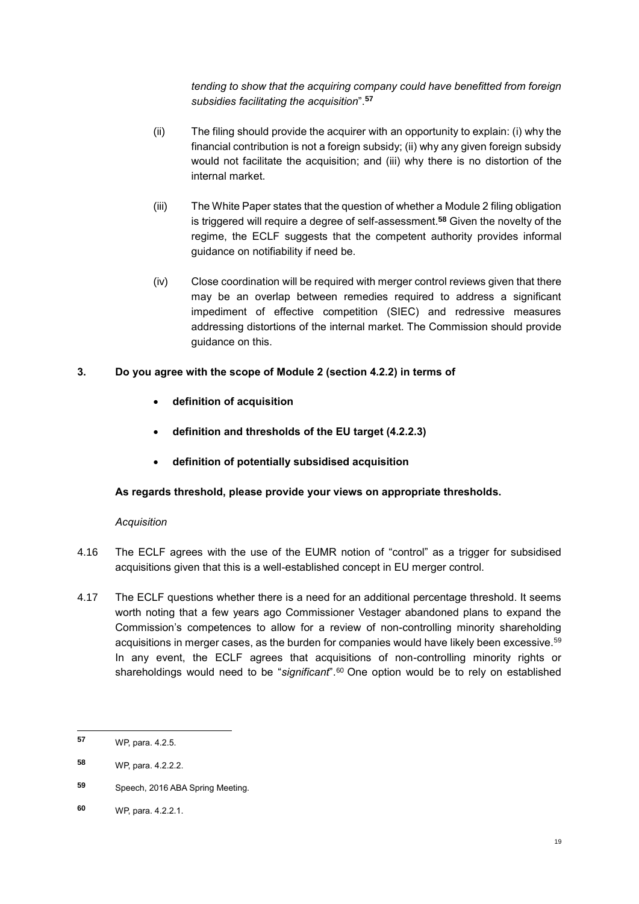*tending to show that the acquiring company could have benefitted from foreign subsidies facilitating the acquisition*".[57]

(ii) The filing should provide the acquirer with an opportunity to explain: (i) why the financial contribution is not a foreign subsidy; (ii) why any given foreign subsidy would not facilitate the acquisition; and (iii) why there is no distortion of the internal market.

(iii) The White Paper states that the question of whether a Module 2 filing obligation is triggered will require a degree of self-assessment.[58] Given the novelty of the regime, the ECLF suggests that the competent authority provides informal guidance on notifiability if need be.

(iv) Close coordination will be required with merger control reviews given that there may be an overlap between remedies required to address a significant impediment of effective competition (SIEC) and redressive measures addressing distortions of the internal market. The Commission should provide guidance on this.

**3. Do you agree with the scope of Module 2 (section 4.2.2) in terms of**

- **definition of acquisition**
- **definition and thresholds of the EU target (4.2.2.3)**
- **definition of potentially subsidised acquisition**

**As regards threshold, please provide your views on appropriate thresholds.**

*Acquisition*

4.16 The ECLF agrees with the use of the EUMR notion of "control" as a trigger for subsidised acquisitions given that this is a well-established concept in EU merger control.

4.17 The ECLF questions whether there is a need for an additional percentage threshold. It seems worth noting that a few years ago Commissioner Vestager abandoned plans to expand the Commission's competences to allow for a review of non-controlling minority shareholding acquisitions in merger cases, as the burden for companies would have likely been excessive.[59] In any event, the ECLF agrees that acquisitions of non-controlling minority rights or shareholdings would need to be "*significant*".[60] One option would be to rely on established

---

[57] WP, para. 4.2.5.

[58] WP, para. 4.2.2.2.

[59] Speech, 2016 ABA Spring Meeting.

[60] WP, para. 4.2.2.1.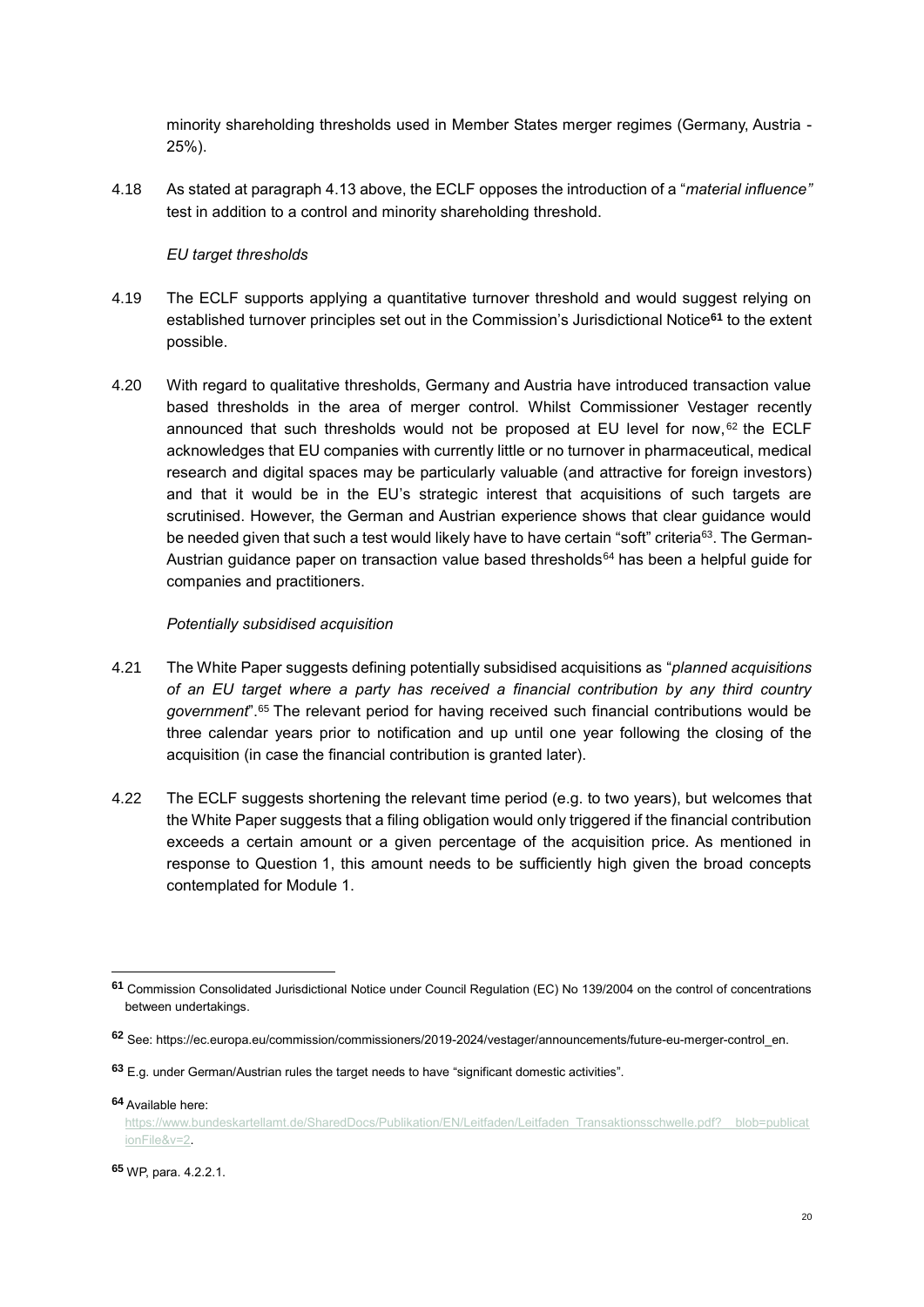minority shareholding thresholds used in Member States merger regimes (Germany, Austria - 25%).

4.18 As stated at paragraph 4.13 above, the ECLF opposes the introduction of a "*material influence"* test in addition to a control and minority shareholding threshold.

*EU target thresholds*

4.19 The ECLF supports applying a quantitative turnover threshold and would suggest relying on established turnover principles set out in the Commission's Jurisdictional Notice[61] to the extent possible.

4.20 With regard to qualitative thresholds, Germany and Austria have introduced transaction value based thresholds in the area of merger control. Whilst Commissioner Vestager recently announced that such thresholds would not be proposed at EU level for now,[62] the ECLF acknowledges that EU companies with currently little or no turnover in pharmaceutical, medical research and digital spaces may be particularly valuable (and attractive for foreign investors) and that it would be in the EU's strategic interest that acquisitions of such targets are scrutinised. However, the German and Austrian experience shows that clear guidance would be needed given that such a test would likely have to have certain "soft" criteria[63]. The German-Austrian guidance paper on transaction value based thresholds[64] has been a helpful guide for companies and practitioners.

*Potentially subsidised acquisition*

4.21 The White Paper suggests defining potentially subsidised acquisitions as "*planned acquisitions of an EU target where a party has received a financial contribution by any third country government*".[65] The relevant period for having received such financial contributions would be three calendar years prior to notification and up until one year following the closing of the acquisition (in case the financial contribution is granted later).

4.22 The ECLF suggests shortening the relevant time period (e.g. to two years), but welcomes that the White Paper suggests that a filing obligation would only triggered if the financial contribution exceeds a certain amount or a given percentage of the acquisition price. As mentioned in response to Question 1, this amount needs to be sufficiently high given the broad concepts contemplated for Module 1.

---

**61** Commission Consolidated Jurisdictional Notice under Council Regulation (EC) No 139/2004 on the control of concentrations between undertakings.

**62** See: https://ec.europa.eu/commission/commissioners/2019-2024/vestager/announcements/future-eu-merger-control_en.

**63** E.g. under German/Austrian rules the target needs to have "significant domestic activities".

**64** Available here: https://www.bundeskartellamt.de/SharedDocs/Publikation/EN/Leitfaden/Leitfaden_Transaktionsschwelle.pdf?__blob=publicationFile&v=2.

**65** WP, para. 4.2.2.1.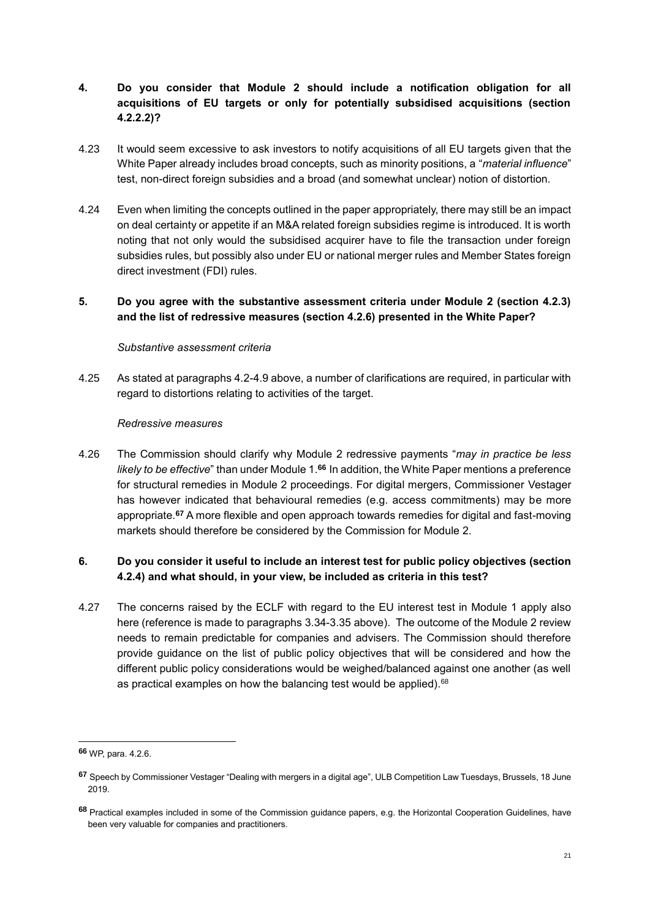**4. Do you consider that Module 2 should include a notification obligation for all acquisitions of EU targets or only for potentially subsidised acquisitions (section 4.2.2.2)?**

4.23 It would seem excessive to ask investors to notify acquisitions of all EU targets given that the White Paper already includes broad concepts, such as minority positions, a "*material influence*" test, non-direct foreign subsidies and a broad (and somewhat unclear) notion of distortion.

4.24 Even when limiting the concepts outlined in the paper appropriately, there may still be an impact on deal certainty or appetite if an M&A related foreign subsidies regime is introduced. It is worth noting that not only would the subsidised acquirer have to file the transaction under foreign subsidies rules, but possibly also under EU or national merger rules and Member States foreign direct investment (FDI) rules.

**5. Do you agree with the substantive assessment criteria under Module 2 (section 4.2.3) and the list of redressive measures (section 4.2.6) presented in the White Paper?**

*Substantive assessment criteria*

4.25 As stated at paragraphs 4.2-4.9 above, a number of clarifications are required, in particular with regard to distortions relating to activities of the target.

*Redressive measures*

4.26 The Commission should clarify why Module 2 redressive payments "*may in practice be less likely to be effective*" than under Module 1.[66] In addition, the White Paper mentions a preference for structural remedies in Module 2 proceedings. For digital mergers, Commissioner Vestager has however indicated that behavioural remedies (e.g. access commitments) may be more appropriate.[67] A more flexible and open approach towards remedies for digital and fast-moving markets should therefore be considered by the Commission for Module 2.

**6. Do you consider it useful to include an interest test for public policy objectives (section 4.2.4) and what should, in your view, be included as criteria in this test?**

4.27 The concerns raised by the ECLF with regard to the EU interest test in Module 1 apply also here (reference is made to paragraphs 3.34-3.35 above). The outcome of the Module 2 review needs to remain predictable for companies and advisers. The Commission should therefore provide guidance on the list of public policy objectives that will be considered and how the different public policy considerations would be weighed/balanced against one another (as well as practical examples on how the balancing test would be applied).[68]

---

[66] WP, para. 4.2.6.

[67] Speech by Commissioner Vestager "Dealing with mergers in a digital age", ULB Competition Law Tuesdays, Brussels, 18 June 2019.

[68] Practical examples included in some of the Commission guidance papers, e.g. the Horizontal Cooperation Guidelines, have been very valuable for companies and practitioners.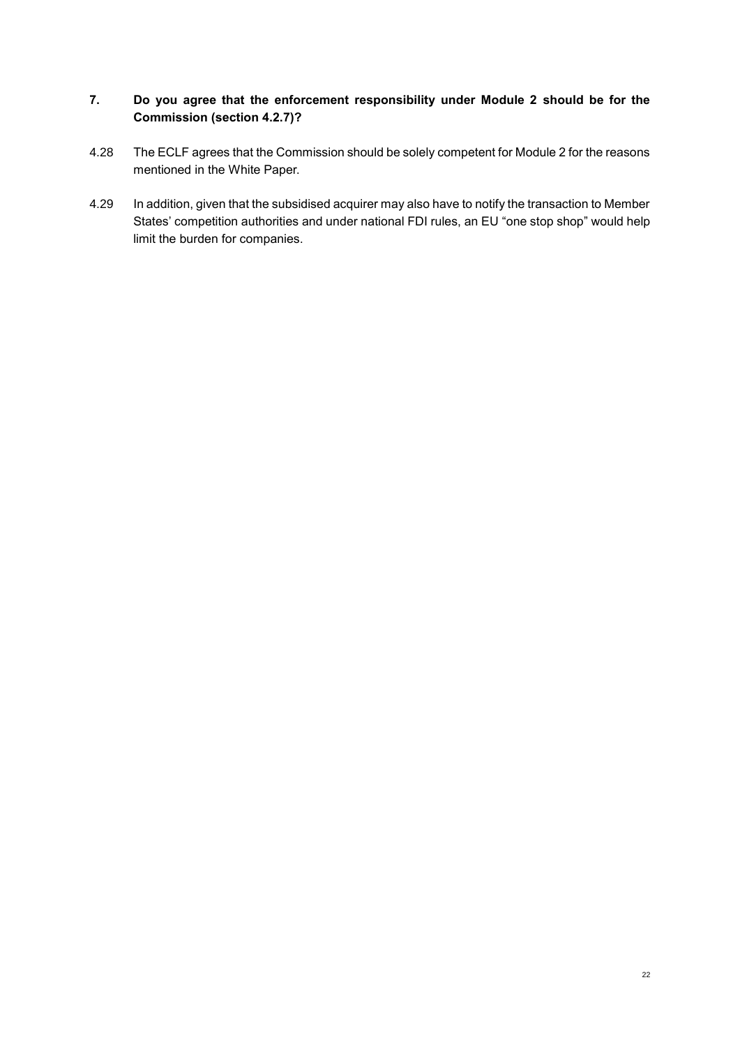**7. Do you agree that the enforcement responsibility under Module 2 should be for the Commission (section 4.2.7)?**

4.28 The ECLF agrees that the Commission should be solely competent for Module 2 for the reasons mentioned in the White Paper.

4.29 In addition, given that the subsidised acquirer may also have to notify the transaction to Member States' competition authorities and under national FDI rules, an EU "one stop shop" would help limit the burden for companies.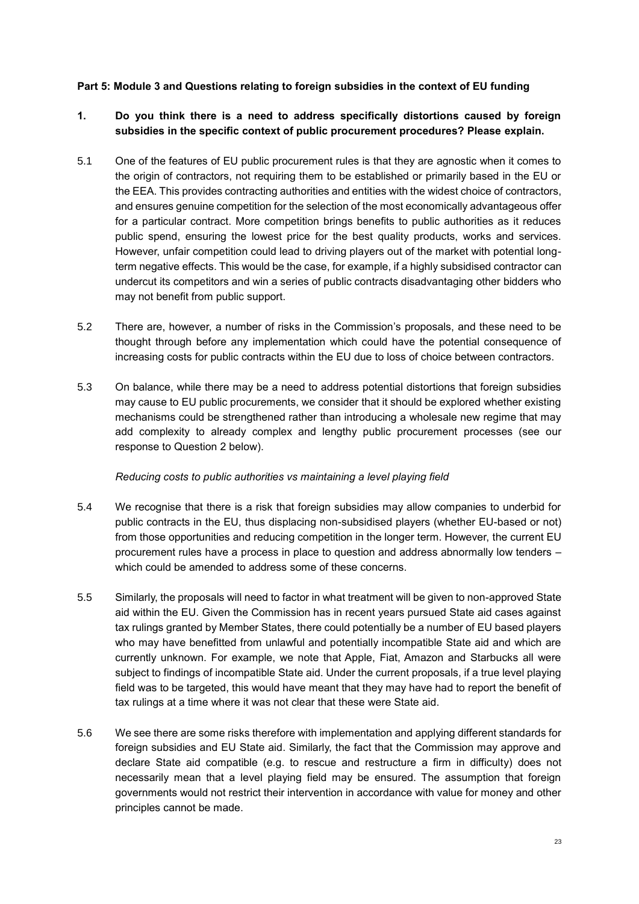**Part 5: Module 3 and Questions relating to foreign subsidies in the context of EU funding**

**1. Do you think there is a need to address specifically distortions caused by foreign subsidies in the specific context of public procurement procedures? Please explain.**

5.1 One of the features of EU public procurement rules is that they are agnostic when it comes to the origin of contractors, not requiring them to be established or primarily based in the EU or the EEA. This provides contracting authorities and entities with the widest choice of contractors, and ensures genuine competition for the selection of the most economically advantageous offer for a particular contract. More competition brings benefits to public authorities as it reduces public spend, ensuring the lowest price for the best quality products, works and services. However, unfair competition could lead to driving players out of the market with potential long-term negative effects. This would be the case, for example, if a highly subsidised contractor can undercut its competitors and win a series of public contracts disadvantaging other bidders who may not benefit from public support.

5.2 There are, however, a number of risks in the Commission's proposals, and these need to be thought through before any implementation which could have the potential consequence of increasing costs for public contracts within the EU due to loss of choice between contractors.

5.3 On balance, while there may be a need to address potential distortions that foreign subsidies may cause to EU public procurements, we consider that it should be explored whether existing mechanisms could be strengthened rather than introducing a wholesale new regime that may add complexity to already complex and lengthy public procurement processes (see our response to Question 2 below).

*Reducing costs to public authorities vs maintaining a level playing field*

5.4 We recognise that there is a risk that foreign subsidies may allow companies to underbid for public contracts in the EU, thus displacing non-subsidised players (whether EU-based or not) from those opportunities and reducing competition in the longer term. However, the current EU procurement rules have a process in place to question and address abnormally low tenders – which could be amended to address some of these concerns.

5.5 Similarly, the proposals will need to factor in what treatment will be given to non-approved State aid within the EU. Given the Commission has in recent years pursued State aid cases against tax rulings granted by Member States, there could potentially be a number of EU based players who may have benefitted from unlawful and potentially incompatible State aid and which are currently unknown. For example, we note that Apple, Fiat, Amazon and Starbucks all were subject to findings of incompatible State aid. Under the current proposals, if a true level playing field was to be targeted, this would have meant that they may have had to report the benefit of tax rulings at a time where it was not clear that these were State aid.

5.6 We see there are some risks therefore with implementation and applying different standards for foreign subsidies and EU State aid. Similarly, the fact that the Commission may approve and declare State aid compatible (e.g. to rescue and restructure a firm in difficulty) does not necessarily mean that a level playing field may be ensured. The assumption that foreign governments would not restrict their intervention in accordance with value for money and other principles cannot be made.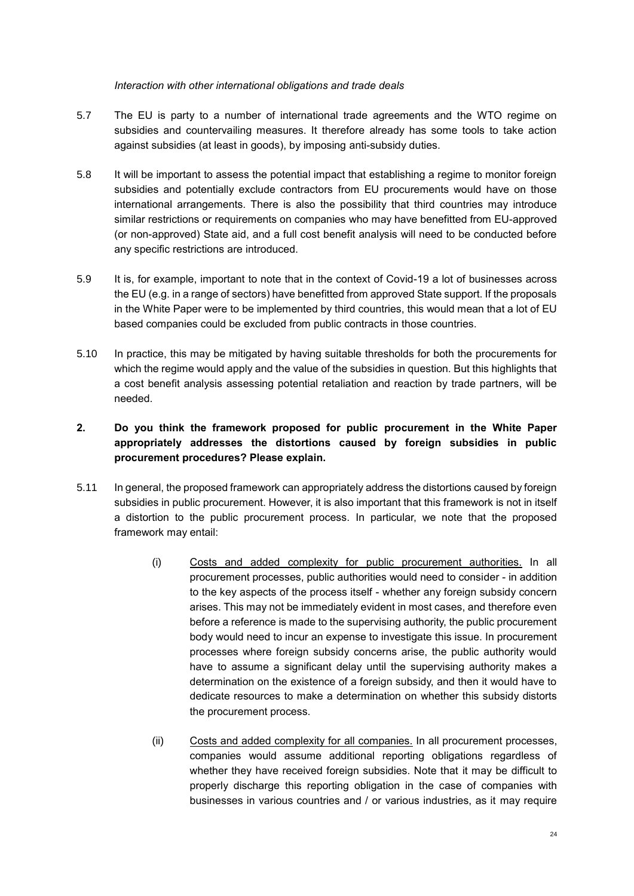*Interaction with other international obligations and trade deals*

5.7 The EU is party to a number of international trade agreements and the WTO regime on subsidies and countervailing measures. It therefore already has some tools to take action against subsidies (at least in goods), by imposing anti-subsidy duties.

5.8 It will be important to assess the potential impact that establishing a regime to monitor foreign subsidies and potentially exclude contractors from EU procurements would have on those international arrangements. There is also the possibility that third countries may introduce similar restrictions or requirements on companies who may have benefitted from EU-approved (or non-approved) State aid, and a full cost benefit analysis will need to be conducted before any specific restrictions are introduced.

5.9 It is, for example, important to note that in the context of Covid-19 a lot of businesses across the EU (e.g. in a range of sectors) have benefitted from approved State support. If the proposals in the White Paper were to be implemented by third countries, this would mean that a lot of EU based companies could be excluded from public contracts in those countries.

5.10 In practice, this may be mitigated by having suitable thresholds for both the procurements for which the regime would apply and the value of the subsidies in question. But this highlights that a cost benefit analysis assessing potential retaliation and reaction by trade partners, will be needed.

**2. Do you think the framework proposed for public procurement in the White Paper appropriately addresses the distortions caused by foreign subsidies in public procurement procedures? Please explain.**

5.11 In general, the proposed framework can appropriately address the distortions caused by foreign subsidies in public procurement. However, it is also important that this framework is not in itself a distortion to the public procurement process. In particular, we note that the proposed framework may entail:

(i) Costs and added complexity for public procurement authorities. In all procurement processes, public authorities would need to consider - in addition to the key aspects of the process itself - whether any foreign subsidy concern arises. This may not be immediately evident in most cases, and therefore even before a reference is made to the supervising authority, the public procurement body would need to incur an expense to investigate this issue. In procurement processes where foreign subsidy concerns arise, the public authority would have to assume a significant delay until the supervising authority makes a determination on the existence of a foreign subsidy, and then it would have to dedicate resources to make a determination on whether this subsidy distorts the procurement process.

(ii) Costs and added complexity for all companies. In all procurement processes, companies would assume additional reporting obligations regardless of whether they have received foreign subsidies. Note that it may be difficult to properly discharge this reporting obligation in the case of companies with businesses in various countries and / or various industries, as it may require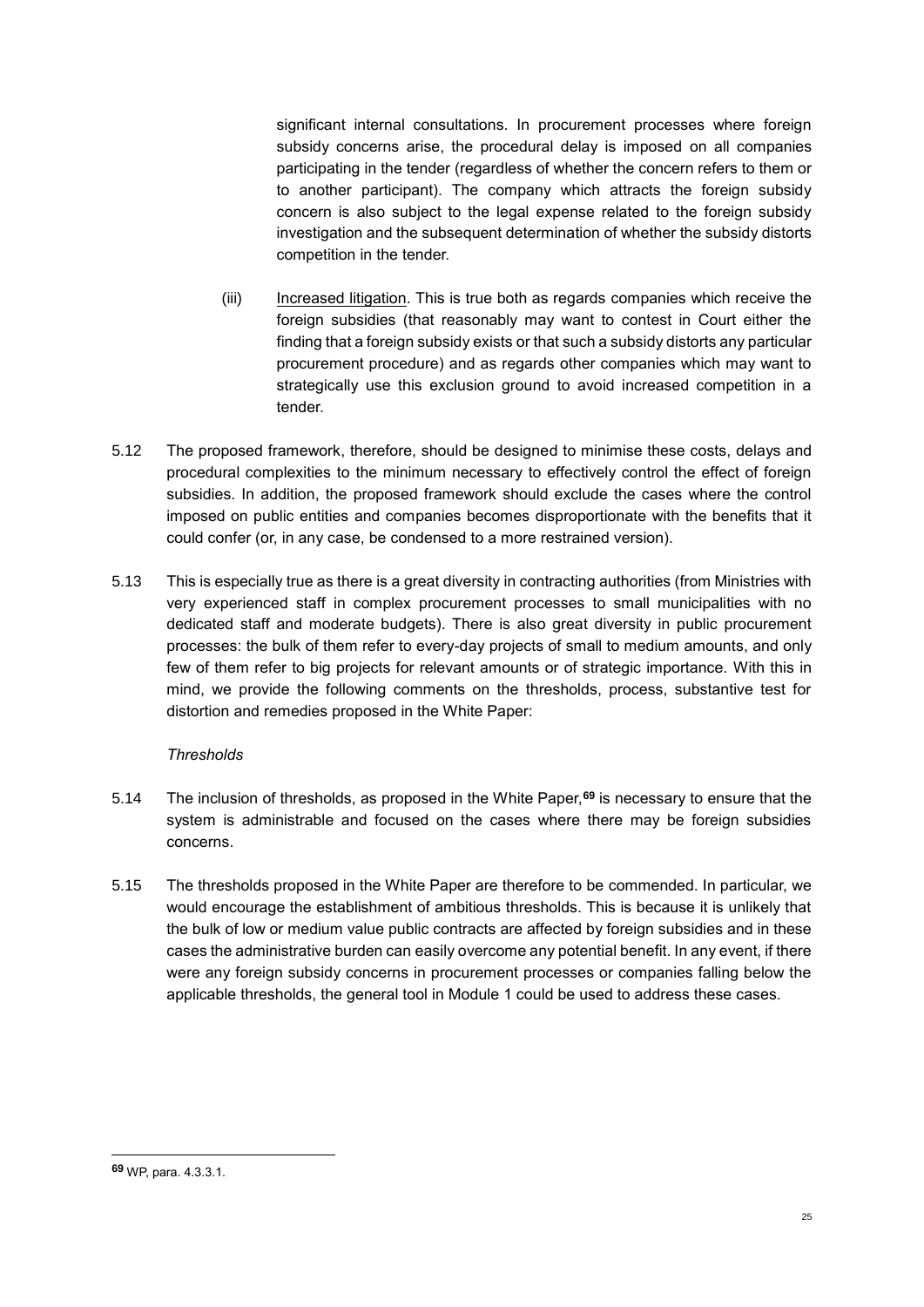significant internal consultations. In procurement processes where foreign subsidy concerns arise, the procedural delay is imposed on all companies participating in the tender (regardless of whether the concern refers to them or to another participant). The company which attracts the foreign subsidy concern is also subject to the legal expense related to the foreign subsidy investigation and the subsequent determination of whether the subsidy distorts competition in the tender.

(iii) Increased litigation. This is true both as regards companies which receive the foreign subsidies (that reasonably may want to contest in Court either the finding that a foreign subsidy exists or that such a subsidy distorts any particular procurement procedure) and as regards other companies which may want to strategically use this exclusion ground to avoid increased competition in a tender.

5.12 The proposed framework, therefore, should be designed to minimise these costs, delays and procedural complexities to the minimum necessary to effectively control the effect of foreign subsidies. In addition, the proposed framework should exclude the cases where the control imposed on public entities and companies becomes disproportionate with the benefits that it could confer (or, in any case, be condensed to a more restrained version).

5.13 This is especially true as there is a great diversity in contracting authorities (from Ministries with very experienced staff in complex procurement processes to small municipalities with no dedicated staff and moderate budgets). There is also great diversity in public procurement processes: the bulk of them refer to every-day projects of small to medium amounts, and only few of them refer to big projects for relevant amounts or of strategic importance. With this in mind, we provide the following comments on the thresholds, process, substantive test for distortion and remedies proposed in the White Paper:

*Thresholds*

5.14 The inclusion of thresholds, as proposed in the White Paper,[69] is necessary to ensure that the system is administrable and focused on the cases where there may be foreign subsidies concerns.

5.15 The thresholds proposed in the White Paper are therefore to be commended. In particular, we would encourage the establishment of ambitious thresholds. This is because it is unlikely that the bulk of low or medium value public contracts are affected by foreign subsidies and in these cases the administrative burden can easily overcome any potential benefit. In any event, if there were any foreign subsidy concerns in procurement processes or companies falling below the applicable thresholds, the general tool in Module 1 could be used to address these cases.

[69] WP, para. 4.3.3.1.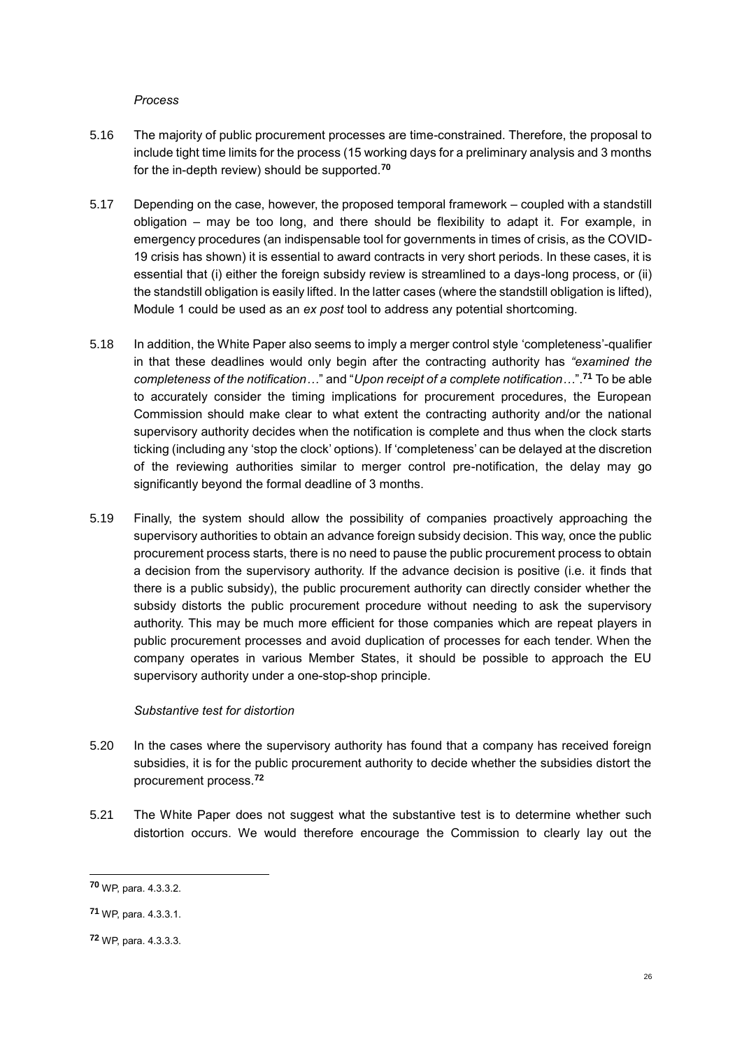*Process*

5.16 The majority of public procurement processes are time-constrained. Therefore, the proposal to include tight time limits for the process (15 working days for a preliminary analysis and 3 months for the in-depth review) should be supported.[70]

5.17 Depending on the case, however, the proposed temporal framework – coupled with a standstill obligation – may be too long, and there should be flexibility to adapt it. For example, in emergency procedures (an indispensable tool for governments in times of crisis, as the COVID-19 crisis has shown) it is essential to award contracts in very short periods. In these cases, it is essential that (i) either the foreign subsidy review is streamlined to a days-long process, or (ii) the standstill obligation is easily lifted. In the latter cases (where the standstill obligation is lifted), Module 1 could be used as an *ex post* tool to address any potential shortcoming.

5.18 In addition, the White Paper also seems to imply a merger control style 'completeness'-qualifier in that these deadlines would only begin after the contracting authority has *"examined the completeness of the notification…"* and "*Upon receipt of a complete notification…*".[71] To be able to accurately consider the timing implications for procurement procedures, the European Commission should make clear to what extent the contracting authority and/or the national supervisory authority decides when the notification is complete and thus when the clock starts ticking (including any 'stop the clock' options). If 'completeness' can be delayed at the discretion of the reviewing authorities similar to merger control pre-notification, the delay may go significantly beyond the formal deadline of 3 months.

5.19 Finally, the system should allow the possibility of companies proactively approaching the supervisory authorities to obtain an advance foreign subsidy decision. This way, once the public procurement process starts, there is no need to pause the public procurement process to obtain a decision from the supervisory authority. If the advance decision is positive (i.e. it finds that there is a public subsidy), the public procurement authority can directly consider whether the subsidy distorts the public procurement procedure without needing to ask the supervisory authority. This may be much more efficient for those companies which are repeat players in public procurement processes and avoid duplication of processes for each tender. When the company operates in various Member States, it should be possible to approach the EU supervisory authority under a one-stop-shop principle.

*Substantive test for distortion*

5.20 In the cases where the supervisory authority has found that a company has received foreign subsidies, it is for the public procurement authority to decide whether the subsidies distort the procurement process.[72]

5.21 The White Paper does not suggest what the substantive test is to determine whether such distortion occurs. We would therefore encourage the Commission to clearly lay out the

---

[70] WP, para. 4.3.3.2.

[71] WP, para. 4.3.3.1.

[72] WP, para. 4.3.3.3.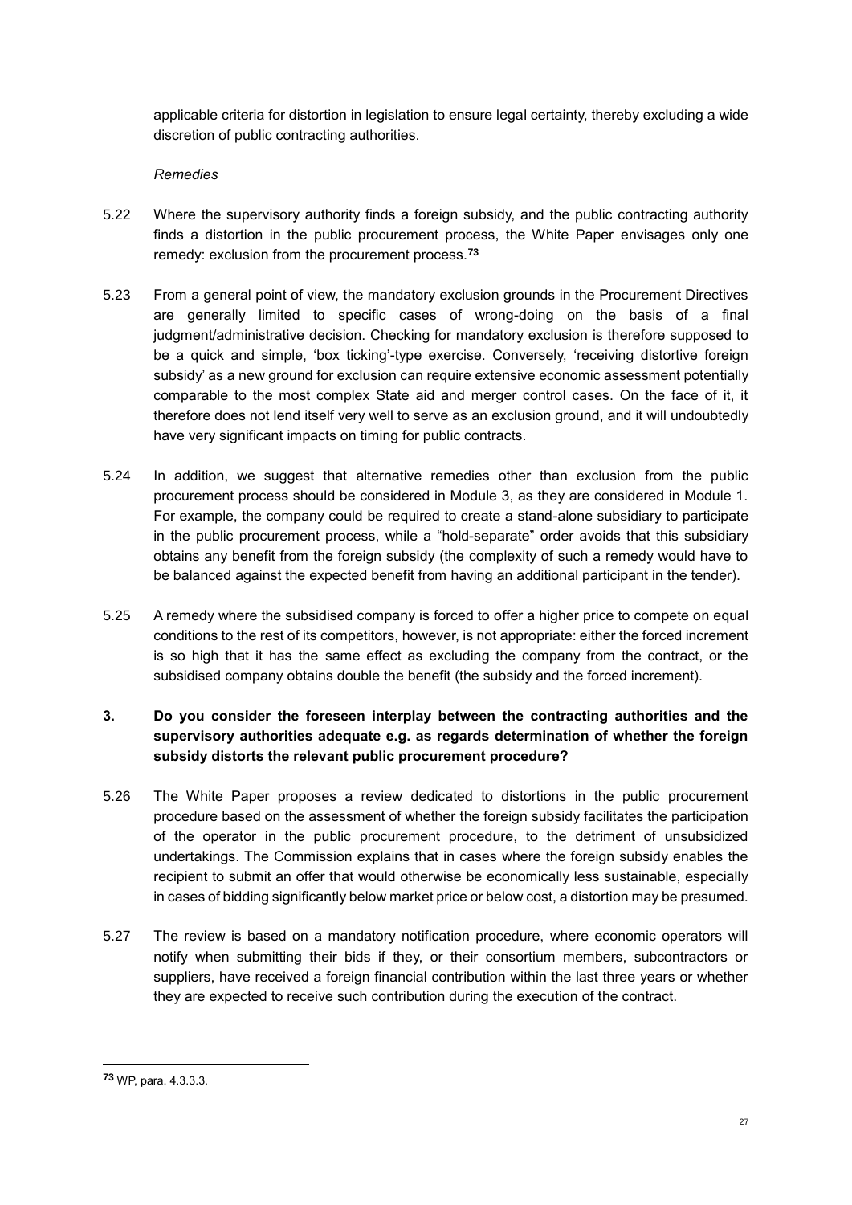applicable criteria for distortion in legislation to ensure legal certainty, thereby excluding a wide discretion of public contracting authorities.

*Remedies*

5.22 Where the supervisory authority finds a foreign subsidy, and the public contracting authority finds a distortion in the public procurement process, the White Paper envisages only one remedy: exclusion from the procurement process.[73]

5.23 From a general point of view, the mandatory exclusion grounds in the Procurement Directives are generally limited to specific cases of wrong-doing on the basis of a final judgment/administrative decision. Checking for mandatory exclusion is therefore supposed to be a quick and simple, 'box ticking'-type exercise. Conversely, 'receiving distortive foreign subsidy' as a new ground for exclusion can require extensive economic assessment potentially comparable to the most complex State aid and merger control cases. On the face of it, it therefore does not lend itself very well to serve as an exclusion ground, and it will undoubtedly have very significant impacts on timing for public contracts.

5.24 In addition, we suggest that alternative remedies other than exclusion from the public procurement process should be considered in Module 3, as they are considered in Module 1. For example, the company could be required to create a stand-alone subsidiary to participate in the public procurement process, while a "hold-separate" order avoids that this subsidiary obtains any benefit from the foreign subsidy (the complexity of such a remedy would have to be balanced against the expected benefit from having an additional participant in the tender).

5.25 A remedy where the subsidised company is forced to offer a higher price to compete on equal conditions to the rest of its competitors, however, is not appropriate: either the forced increment is so high that it has the same effect as excluding the company from the contract, or the subsidised company obtains double the benefit (the subsidy and the forced increment).

**3. Do you consider the foreseen interplay between the contracting authorities and the supervisory authorities adequate e.g. as regards determination of whether the foreign subsidy distorts the relevant public procurement procedure?**

5.26 The White Paper proposes a review dedicated to distortions in the public procurement procedure based on the assessment of whether the foreign subsidy facilitates the participation of the operator in the public procurement procedure, to the detriment of unsubsidized undertakings. The Commission explains that in cases where the foreign subsidy enables the recipient to submit an offer that would otherwise be economically less sustainable, especially in cases of bidding significantly below market price or below cost, a distortion may be presumed.

5.27 The review is based on a mandatory notification procedure, where economic operators will notify when submitting their bids if they, or their consortium members, subcontractors or suppliers, have received a foreign financial contribution within the last three years or whether they are expected to receive such contribution during the execution of the contract.

---

[73] WP, para. 4.3.3.3.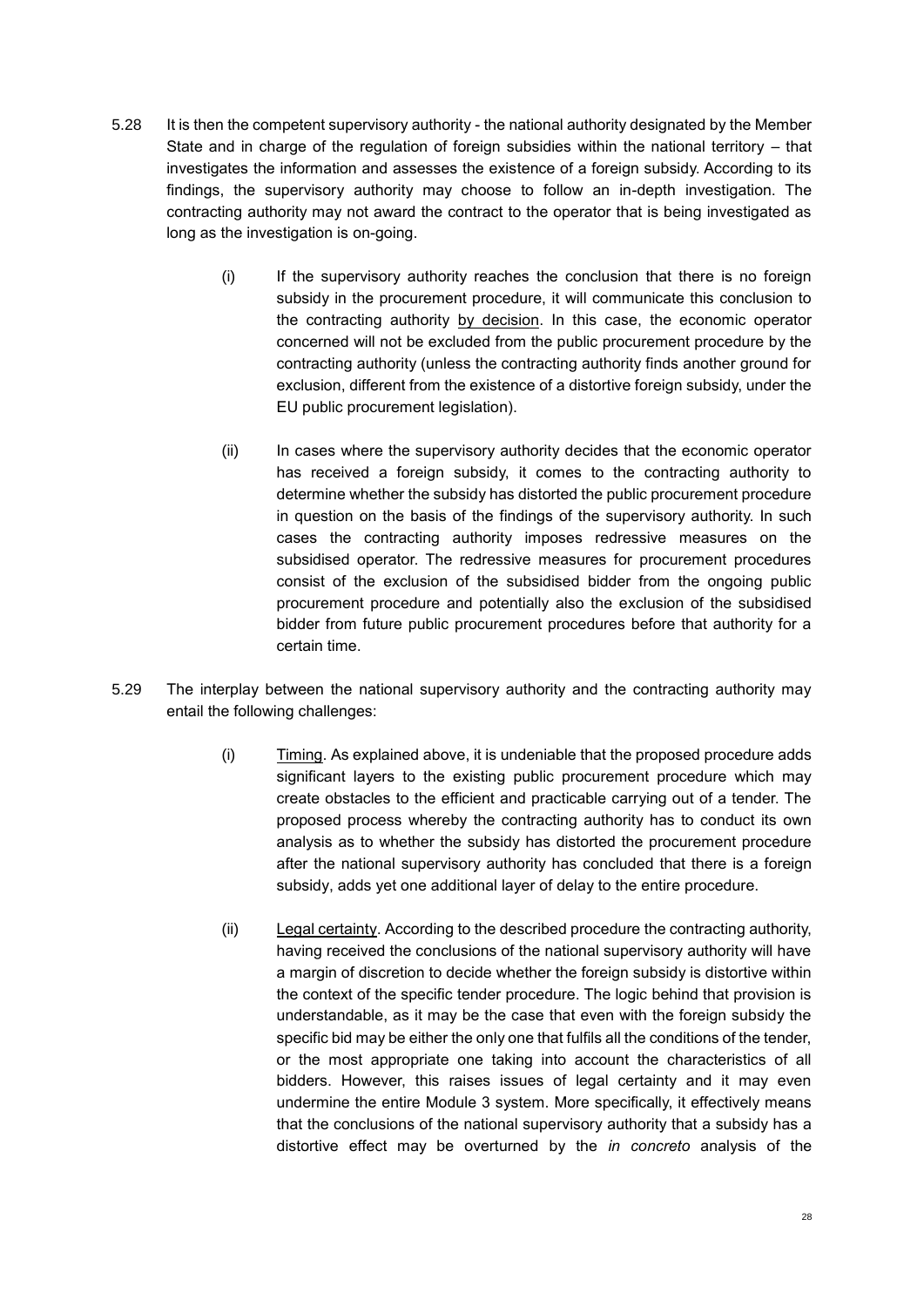5.28 It is then the competent supervisory authority - the national authority designated by the Member State and in charge of the regulation of foreign subsidies within the national territory – that investigates the information and assesses the existence of a foreign subsidy. According to its findings, the supervisory authority may choose to follow an in-depth investigation. The contracting authority may not award the contract to the operator that is being investigated as long as the investigation is on-going.

> (i) If the supervisory authority reaches the conclusion that there is no foreign subsidy in the procurement procedure, it will communicate this conclusion to the contracting authority <u>by decision</u>. In this case, the economic operator concerned will not be excluded from the public procurement procedure by the contracting authority (unless the contracting authority finds another ground for exclusion, different from the existence of a distortive foreign subsidy, under the EU public procurement legislation).
>
> (ii) In cases where the supervisory authority decides that the economic operator has received a foreign subsidy, it comes to the contracting authority to determine whether the subsidy has distorted the public procurement procedure in question on the basis of the findings of the supervisory authority. In such cases the contracting authority imposes redressive measures on the subsidised operator. The redressive measures for procurement procedures consist of the exclusion of the subsidised bidder from the ongoing public procurement procedure and potentially also the exclusion of the subsidised bidder from future public procurement procedures before that authority for a certain time.

5.29 The interplay between the national supervisory authority and the contracting authority may entail the following challenges:

> (i) <u>Timing</u>. As explained above, it is undeniable that the proposed procedure adds significant layers to the existing public procurement procedure which may create obstacles to the efficient and practicable carrying out of a tender. The proposed process whereby the contracting authority has to conduct its own analysis as to whether the subsidy has distorted the procurement procedure after the national supervisory authority has concluded that there is a foreign subsidy, adds yet one additional layer of delay to the entire procedure.
>
> (ii) <u>Legal certainty</u>. According to the described procedure the contracting authority, having received the conclusions of the national supervisory authority will have a margin of discretion to decide whether the foreign subsidy is distortive within the context of the specific tender procedure. The logic behind that provision is understandable, as it may be the case that even with the foreign subsidy the specific bid may be either the only one that fulfils all the conditions of the tender, or the most appropriate one taking into account the characteristics of all bidders. However, this raises issues of legal certainty and it may even undermine the entire Module 3 system. More specifically, it effectively means that the conclusions of the national supervisory authority that a subsidy has a distortive effect may be overturned by the *in concreto* analysis of the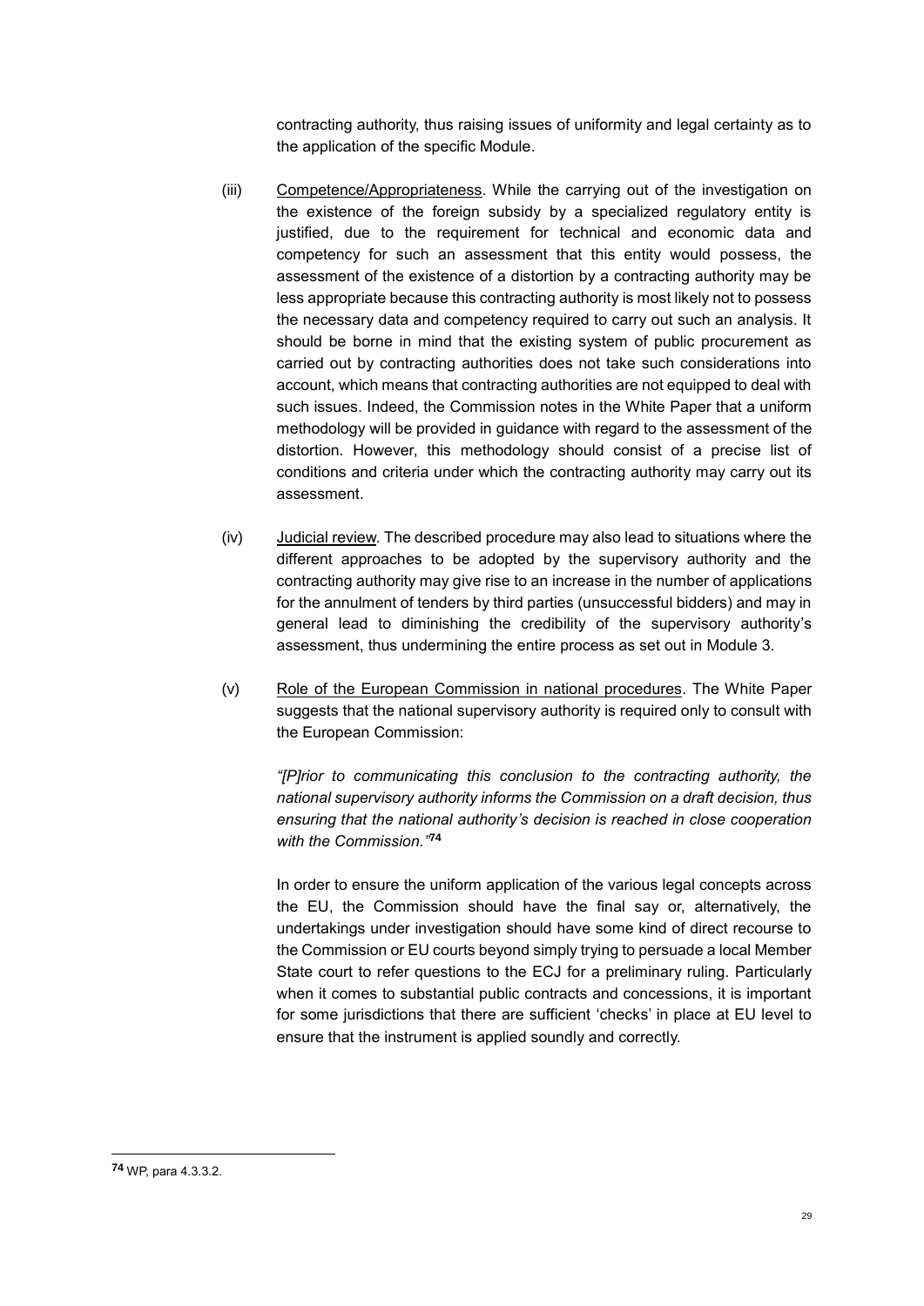contracting authority, thus raising issues of uniformity and legal certainty as to the application of the specific Module.

(iii) Competence/Appropriateness. While the carrying out of the investigation on the existence of the foreign subsidy by a specialized regulatory entity is justified, due to the requirement for technical and economic data and competency for such an assessment that this entity would possess, the assessment of the existence of a distortion by a contracting authority may be less appropriate because this contracting authority is most likely not to possess the necessary data and competency required to carry out such an analysis. It should be borne in mind that the existing system of public procurement as carried out by contracting authorities does not take such considerations into account, which means that contracting authorities are not equipped to deal with such issues. Indeed, the Commission notes in the White Paper that a uniform methodology will be provided in guidance with regard to the assessment of the distortion. However, this methodology should consist of a precise list of conditions and criteria under which the contracting authority may carry out its assessment.

(iv) Judicial review. The described procedure may also lead to situations where the different approaches to be adopted by the supervisory authority and the contracting authority may give rise to an increase in the number of applications for the annulment of tenders by third parties (unsuccessful bidders) and may in general lead to diminishing the credibility of the supervisory authority's assessment, thus undermining the entire process as set out in Module 3.

(v) Role of the European Commission in national procedures. The White Paper suggests that the national supervisory authority is required only to consult with the European Commission:

*"[P]rior to communicating this conclusion to the contracting authority, the national supervisory authority informs the Commission on a draft decision, thus ensuring that the national authority's decision is reached in close cooperation with the Commission."*[74]

In order to ensure the uniform application of the various legal concepts across the EU, the Commission should have the final say or, alternatively, the undertakings under investigation should have some kind of direct recourse to the Commission or EU courts beyond simply trying to persuade a local Member State court to refer questions to the ECJ for a preliminary ruling. Particularly when it comes to substantial public contracts and concessions, it is important for some jurisdictions that there are sufficient 'checks' in place at EU level to ensure that the instrument is applied soundly and correctly.

[74] WP, para 4.3.3.2.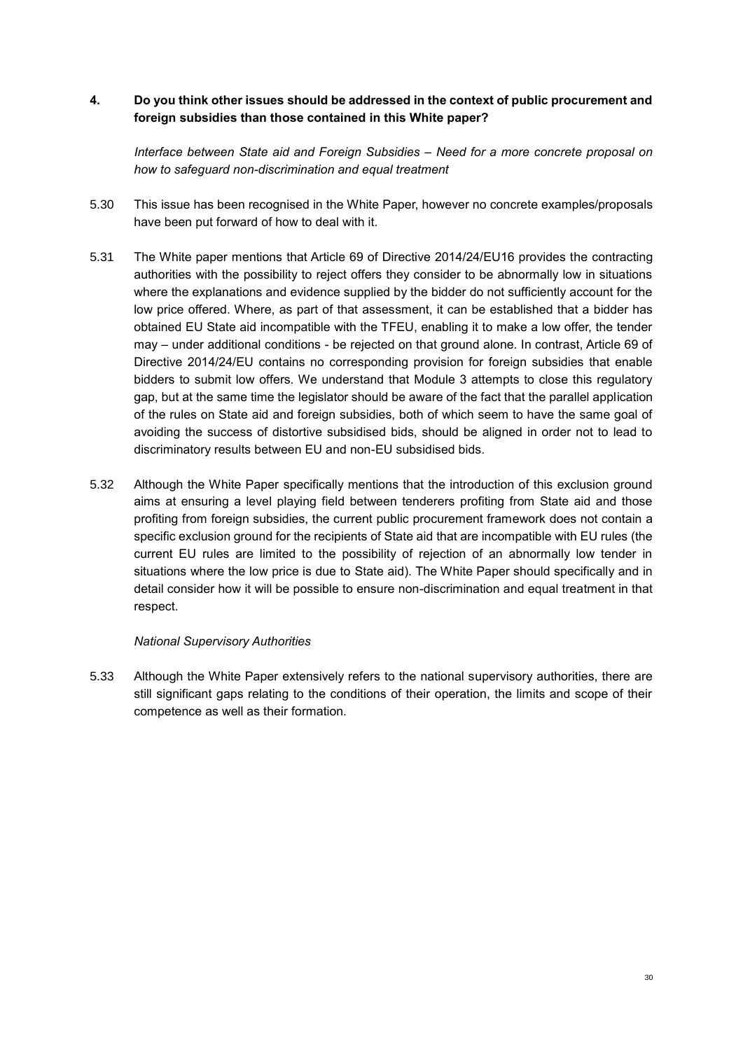**4. Do you think other issues should be addressed in the context of public procurement and foreign subsidies than those contained in this White paper?**

*Interface between State aid and Foreign Subsidies – Need for a more concrete proposal on how to safeguard non-discrimination and equal treatment*

5.30 This issue has been recognised in the White Paper, however no concrete examples/proposals have been put forward of how to deal with it.

5.31 The White paper mentions that Article 69 of Directive 2014/24/EU16 provides the contracting authorities with the possibility to reject offers they consider to be abnormally low in situations where the explanations and evidence supplied by the bidder do not sufficiently account for the low price offered. Where, as part of that assessment, it can be established that a bidder has obtained EU State aid incompatible with the TFEU, enabling it to make a low offer, the tender may – under additional conditions - be rejected on that ground alone. In contrast, Article 69 of Directive 2014/24/EU contains no corresponding provision for foreign subsidies that enable bidders to submit low offers. We understand that Module 3 attempts to close this regulatory gap, but at the same time the legislator should be aware of the fact that the parallel application of the rules on State aid and foreign subsidies, both of which seem to have the same goal of avoiding the success of distortive subsidised bids, should be aligned in order not to lead to discriminatory results between EU and non-EU subsidised bids.

5.32 Although the White Paper specifically mentions that the introduction of this exclusion ground aims at ensuring a level playing field between tenderers profiting from State aid and those profiting from foreign subsidies, the current public procurement framework does not contain a specific exclusion ground for the recipients of State aid that are incompatible with EU rules (the current EU rules are limited to the possibility of rejection of an abnormally low tender in situations where the low price is due to State aid). The White Paper should specifically and in detail consider how it will be possible to ensure non-discrimination and equal treatment in that respect.

*National Supervisory Authorities*

5.33 Although the White Paper extensively refers to the national supervisory authorities, there are still significant gaps relating to the conditions of their operation, the limits and scope of their competence as well as their formation.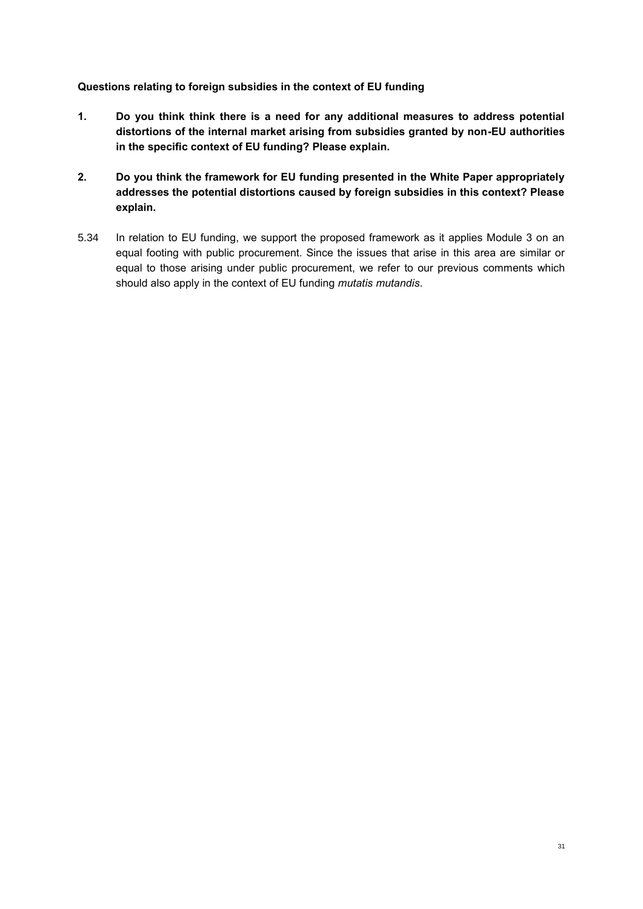**Questions relating to foreign subsidies in the context of EU funding**

**1. Do you think think there is a need for any additional measures to address potential distortions of the internal market arising from subsidies granted by non-EU authorities in the specific context of EU funding? Please explain.**

**2. Do you think the framework for EU funding presented in the White Paper appropriately addresses the potential distortions caused by foreign subsidies in this context? Please explain.**

5.34 In relation to EU funding, we support the proposed framework as it applies Module 3 on an equal footing with public procurement. Since the issues that arise in this area are similar or equal to those arising under public procurement, we refer to our previous comments which should also apply in the context of EU funding *mutatis mutandis*.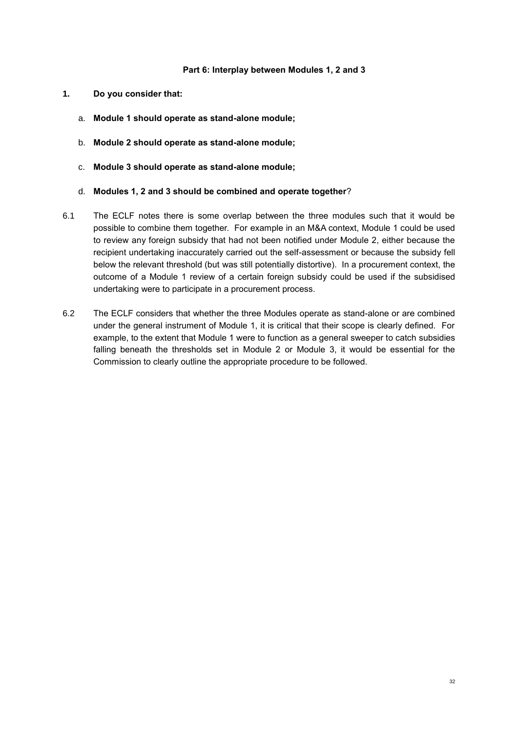**Part 6: Interplay between Modules 1, 2 and 3**

**1. Do you consider that:**

a. **Module 1 should operate as stand-alone module;**

b. **Module 2 should operate as stand-alone module;**

c. **Module 3 should operate as stand-alone module;**

d. **Modules 1, 2 and 3 should be combined and operate together**?

6.1 The ECLF notes there is some overlap between the three modules such that it would be possible to combine them together. For example in an M&A context, Module 1 could be used to review any foreign subsidy that had not been notified under Module 2, either because the recipient undertaking inaccurately carried out the self-assessment or because the subsidy fell below the relevant threshold (but was still potentially distortive). In a procurement context, the outcome of a Module 1 review of a certain foreign subsidy could be used if the subsidised undertaking were to participate in a procurement process.

6.2 The ECLF considers that whether the three Modules operate as stand-alone or are combined under the general instrument of Module 1, it is critical that their scope is clearly defined. For example, to the extent that Module 1 were to function as a general sweeper to catch subsidies falling beneath the thresholds set in Module 2 or Module 3, it would be essential for the Commission to clearly outline the appropriate procedure to be followed.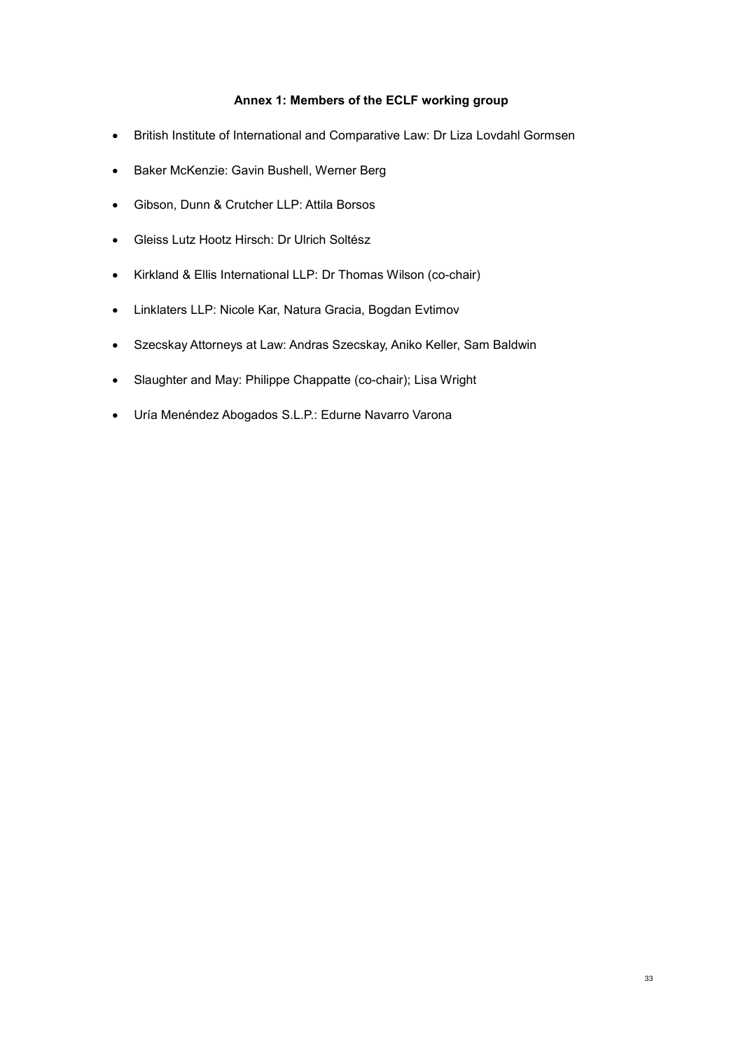## Annex 1: Members of the ECLF working group

- British Institute of International and Comparative Law: Dr Liza Lovdahl Gormsen
- Baker McKenzie: Gavin Bushell, Werner Berg
- Gibson, Dunn & Crutcher LLP: Attila Borsos
- Gleiss Lutz Hootz Hirsch: Dr Ulrich Soltész
- Kirkland & Ellis International LLP: Dr Thomas Wilson (co-chair)
- Linklaters LLP: Nicole Kar, Natura Gracia, Bogdan Evtimov
- Szecskay Attorneys at Law: Andras Szecskay, Aniko Keller, Sam Baldwin
- Slaughter and May: Philippe Chappatte (co-chair); Lisa Wright
- Uría Menéndez Abogados S.L.P.: Edurne Navarro Varona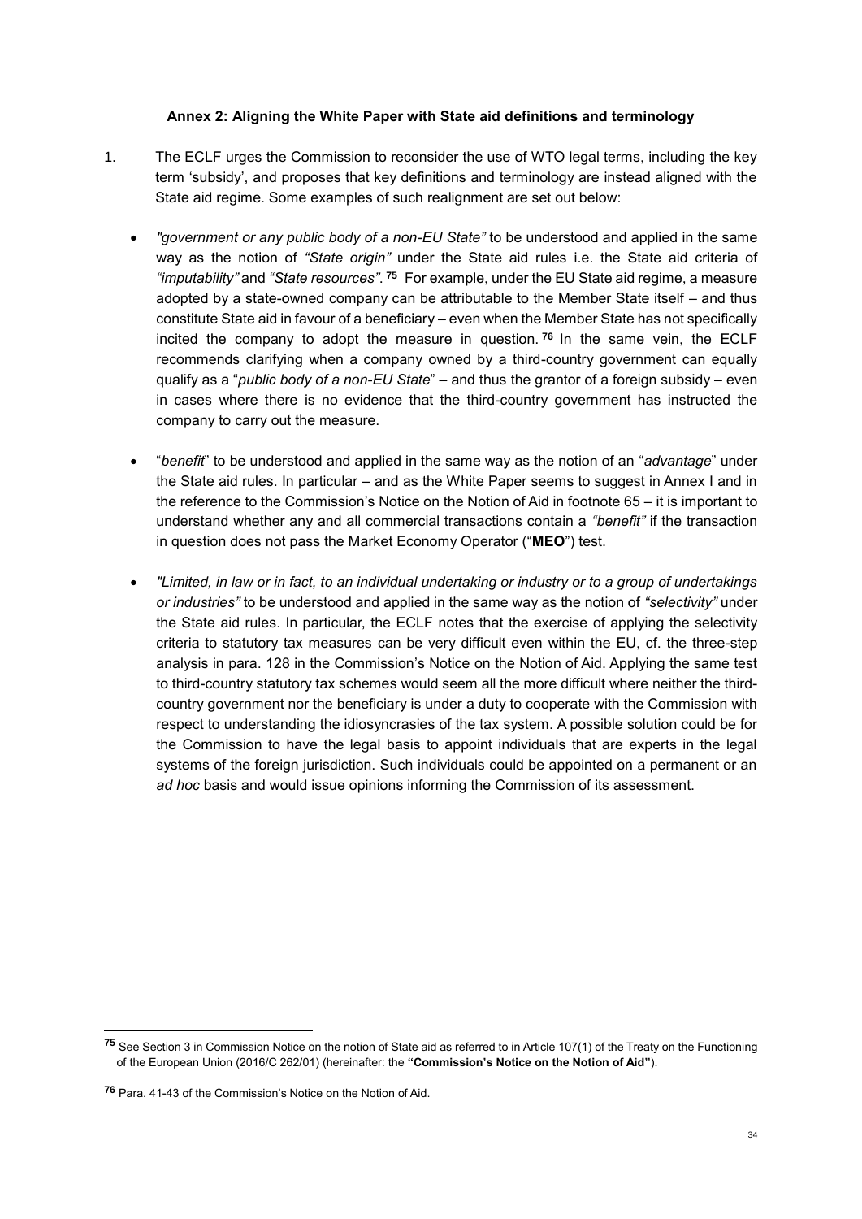**Annex 2: Aligning the White Paper with State aid definitions and terminology**

1. The ECLF urges the Commission to reconsider the use of WTO legal terms, including the key term 'subsidy', and proposes that key definitions and terminology are instead aligned with the State aid regime. Some examples of such realignment are set out below:

   - *"government or any public body of a non-EU State"* to be understood and applied in the same way as the notion of *"State origin"* under the State aid rules i.e. the State aid criteria of *"imputability"* and *"State resources"*.[75] For example, under the EU State aid regime, a measure adopted by a state-owned company can be attributable to the Member State itself – and thus constitute State aid in favour of a beneficiary – even when the Member State has not specifically incited the company to adopt the measure in question.[76] In the same vein, the ECLF recommends clarifying when a company owned by a third-country government can equally qualify as a "*public body of a non-EU State*" – and thus the grantor of a foreign subsidy – even in cases where there is no evidence that the third-country government has instructed the company to carry out the measure.

   - "*benefit*" to be understood and applied in the same way as the notion of an "*advantage*" under the State aid rules. In particular – and as the White Paper seems to suggest in Annex I and in the reference to the Commission's Notice on the Notion of Aid in footnote 65 – it is important to understand whether any and all commercial transactions contain a *"benefit"* if the transaction in question does not pass the Market Economy Operator ("**MEO**") test.

   - *"Limited, in law or in fact, to an individual undertaking or industry or to a group of undertakings or industries"* to be understood and applied in the same way as the notion of *"selectivity"* under the State aid rules. In particular, the ECLF notes that the exercise of applying the selectivity criteria to statutory tax measures can be very difficult even within the EU, cf. the three-step analysis in para. 128 in the Commission's Notice on the Notion of Aid. Applying the same test to third-country statutory tax schemes would seem all the more difficult where neither the third-country government nor the beneficiary is under a duty to cooperate with the Commission with respect to understanding the idiosyncrasies of the tax system. A possible solution could be for the Commission to have the legal basis to appoint individuals that are experts in the legal systems of the foreign jurisdiction. Such individuals could be appointed on a permanent or an *ad hoc* basis and would issue opinions informing the Commission of its assessment.

---

[75] See Section 3 in Commission Notice on the notion of State aid as referred to in Article 107(1) of the Treaty on the Functioning of the European Union (2016/C 262/01) (hereinafter: the **"Commission's Notice on the Notion of Aid"**).

[76] Para. 41-43 of the Commission's Notice on the Notion of Aid.